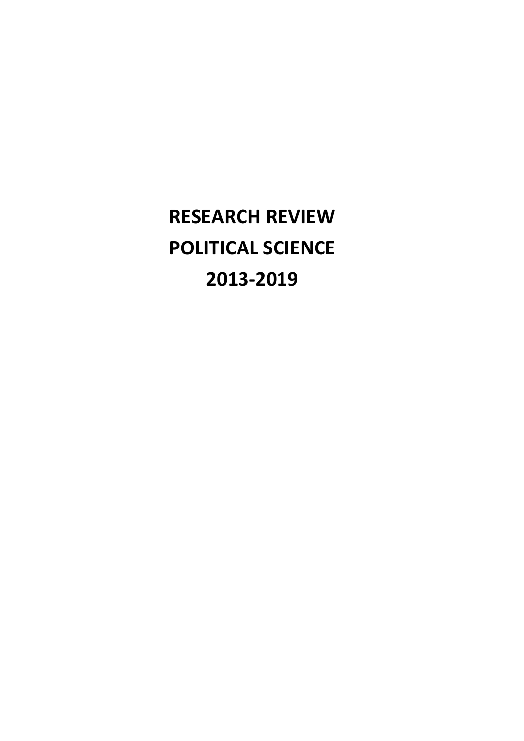# RESEARCH REVIEW
# POLITICAL SCIENCE
# 2013-2019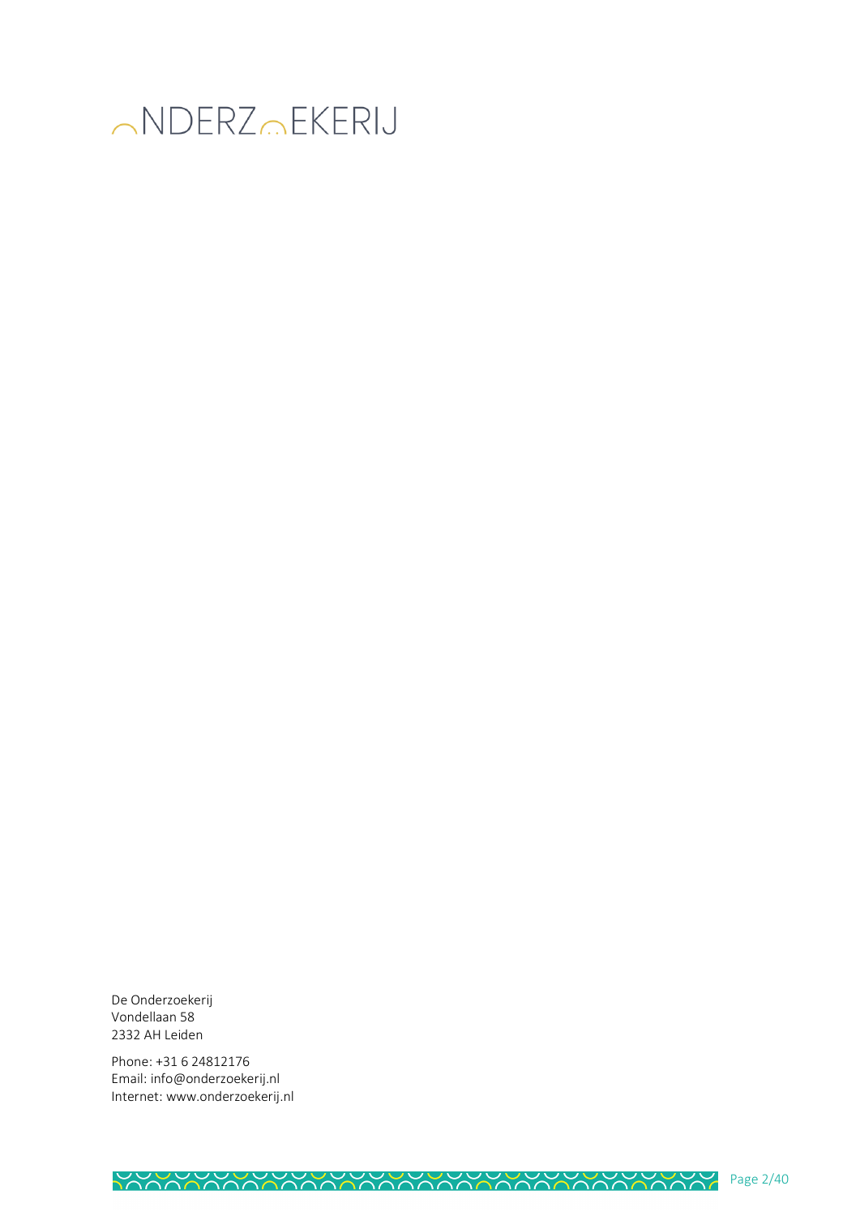ONDERZOEKERIJ

De Onderzoekerij
Vondellaan 58
2332 AH Leiden

Phone: +31 6 24812176
Email: info@onderzoekerij.nl
Internet: www.onderzoekerij.nl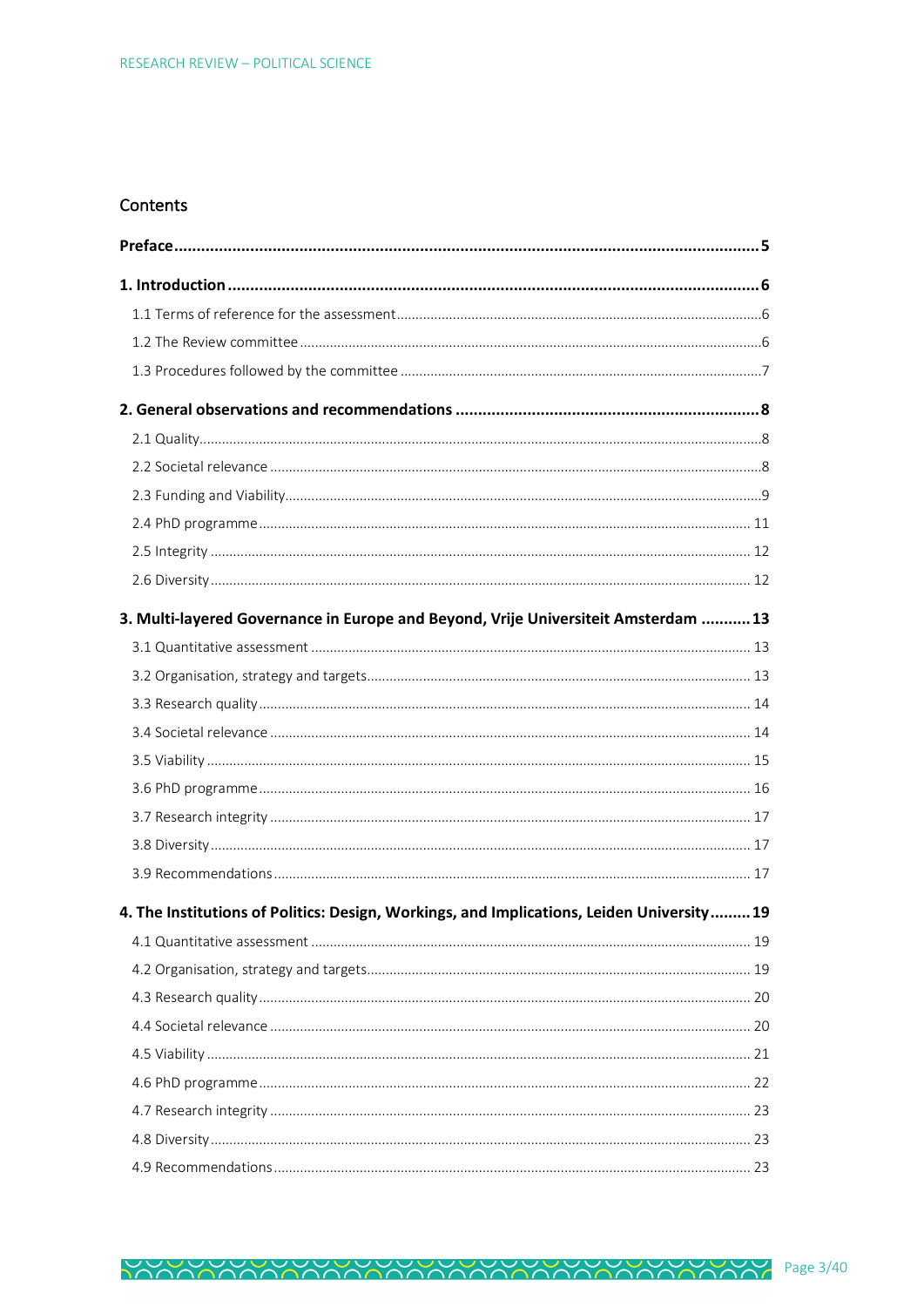## Contents

**Preface** .......... 5

**1. Introduction** .......... 6

- 1.1 Terms of reference for the assessment .......... 6
- 1.2 The Review committee .......... 6
- 1.3 Procedures followed by the committee .......... 7

**2. General observations and recommendations** .......... 8

- 2.1 Quality .......... 8
- 2.2 Societal relevance .......... 8
- 2.3 Funding and Viability .......... 9
- 2.4 PhD programme .......... 11
- 2.5 Integrity .......... 12
- 2.6 Diversity .......... 12

**3. Multi-layered Governance in Europe and Beyond, Vrije Universiteit Amsterdam** .......... 13

- 3.1 Quantitative assessment .......... 13
- 3.2 Organisation, strategy and targets .......... 13
- 3.3 Research quality .......... 14
- 3.4 Societal relevance .......... 14
- 3.5 Viability .......... 15
- 3.6 PhD programme .......... 16
- 3.7 Research integrity .......... 17
- 3.8 Diversity .......... 17
- 3.9 Recommendations .......... 17

**4. The Institutions of Politics: Design, Workings, and Implications, Leiden University** .......... 19

- 4.1 Quantitative assessment .......... 19
- 4.2 Organisation, strategy and targets .......... 19
- 4.3 Research quality .......... 20
- 4.4 Societal relevance .......... 20
- 4.5 Viability .......... 21
- 4.6 PhD programme .......... 22
- 4.7 Research integrity .......... 23
- 4.8 Diversity .......... 23
- 4.9 Recommendations .......... 23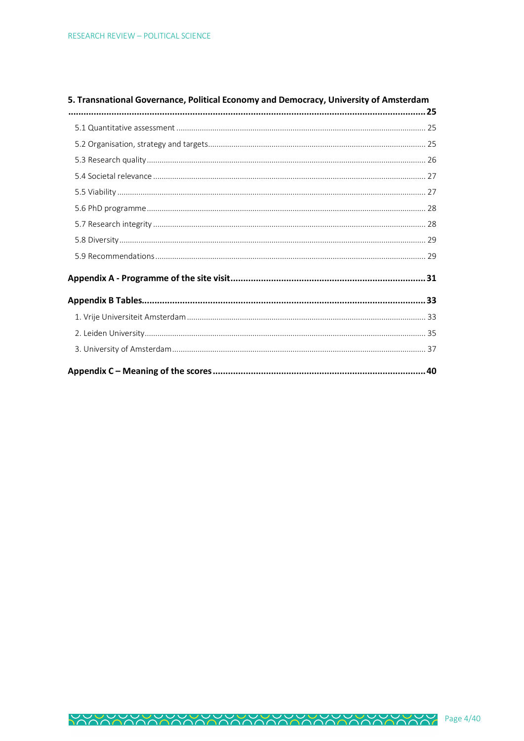**5. Transnational Governance, Political Economy and Democracy, University of Amsterdam ........ 25**

- 5.1 Quantitative assessment ........ 25
- 5.2 Organisation, strategy and targets ........ 25
- 5.3 Research quality ........ 26
- 5.4 Societal relevance ........ 27
- 5.5 Viability ........ 27
- 5.6 PhD programme ........ 28
- 5.7 Research integrity ........ 28
- 5.8 Diversity ........ 29
- 5.9 Recommendations ........ 29

**Appendix A - Programme of the site visit ........ 31**

**Appendix B Tables ........ 33**

1. Vrije Universiteit Amsterdam ........ 33
2. Leiden University ........ 35
3. University of Amsterdam ........ 37

**Appendix C – Meaning of the scores ........ 40**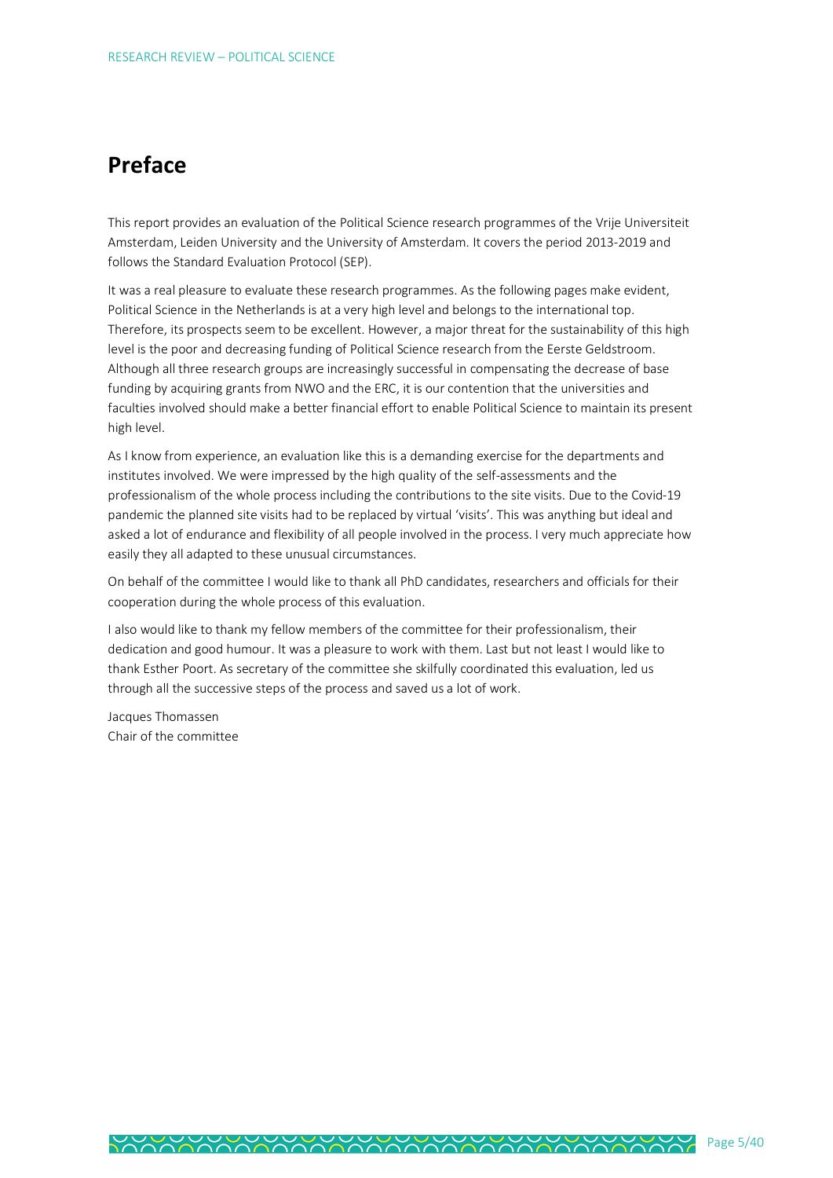# Preface

This report provides an evaluation of the Political Science research programmes of the Vrije Universiteit Amsterdam, Leiden University and the University of Amsterdam. It covers the period 2013-2019 and follows the Standard Evaluation Protocol (SEP).

It was a real pleasure to evaluate these research programmes. As the following pages make evident, Political Science in the Netherlands is at a very high level and belongs to the international top. Therefore, its prospects seem to be excellent. However, a major threat for the sustainability of this high level is the poor and decreasing funding of Political Science research from the Eerste Geldstroom. Although all three research groups are increasingly successful in compensating the decrease of base funding by acquiring grants from NWO and the ERC, it is our contention that the universities and faculties involved should make a better financial effort to enable Political Science to maintain its present high level.

As I know from experience, an evaluation like this is a demanding exercise for the departments and institutes involved. We were impressed by the high quality of the self-assessments and the professionalism of the whole process including the contributions to the site visits. Due to the Covid-19 pandemic the planned site visits had to be replaced by virtual 'visits'. This was anything but ideal and asked a lot of endurance and flexibility of all people involved in the process. I very much appreciate how easily they all adapted to these unusual circumstances.

On behalf of the committee I would like to thank all PhD candidates, researchers and officials for their cooperation during the whole process of this evaluation.

I also would like to thank my fellow members of the committee for their professionalism, their dedication and good humour. It was a pleasure to work with them. Last but not least I would like to thank Esther Poort. As secretary of the committee she skilfully coordinated this evaluation, led us through all the successive steps of the process and saved us a lot of work.

Jacques Thomassen
Chair of the committee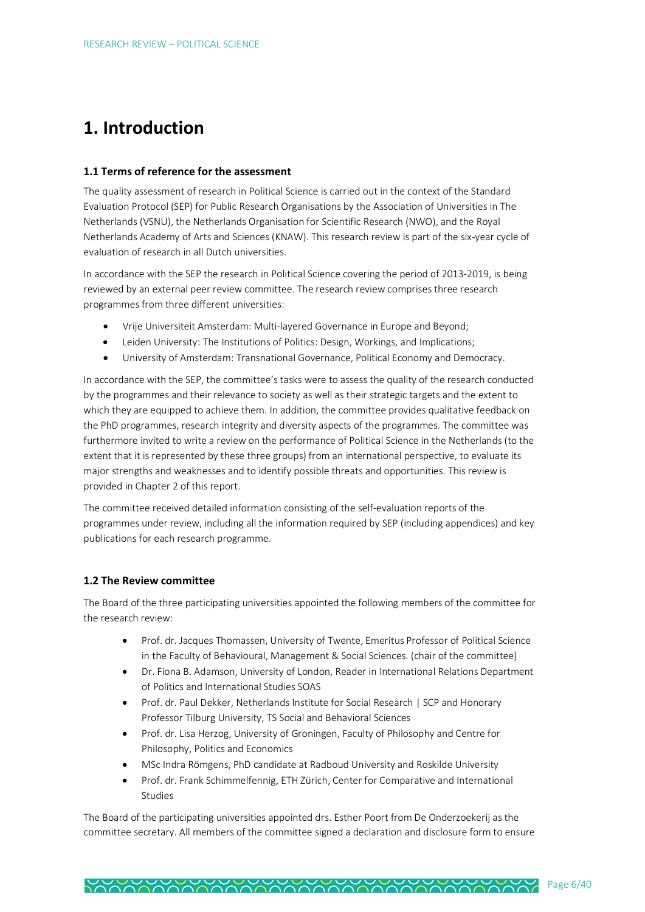# 1. Introduction

### 1.1 Terms of reference for the assessment

The quality assessment of research in Political Science is carried out in the context of the Standard Evaluation Protocol (SEP) for Public Research Organisations by the Association of Universities in The Netherlands (VSNU), the Netherlands Organisation for Scientific Research (NWO), and the Royal Netherlands Academy of Arts and Sciences (KNAW). This research review is part of the six-year cycle of evaluation of research in all Dutch universities.

In accordance with the SEP the research in Political Science covering the period of 2013-2019, is being reviewed by an external peer review committee. The research review comprises three research programmes from three different universities:

- Vrije Universiteit Amsterdam: Multi-layered Governance in Europe and Beyond;
- Leiden University: The Institutions of Politics: Design, Workings, and Implications;
- University of Amsterdam: Transnational Governance, Political Economy and Democracy.

In accordance with the SEP, the committee's tasks were to assess the quality of the research conducted by the programmes and their relevance to society as well as their strategic targets and the extent to which they are equipped to achieve them. In addition, the committee provides qualitative feedback on the PhD programmes, research integrity and diversity aspects of the programmes. The committee was furthermore invited to write a review on the performance of Political Science in the Netherlands (to the extent that it is represented by these three groups) from an international perspective, to evaluate its major strengths and weaknesses and to identify possible threats and opportunities. This review is provided in Chapter 2 of this report.

The committee received detailed information consisting of the self-evaluation reports of the programmes under review, including all the information required by SEP (including appendices) and key publications for each research programme.

### 1.2 The Review committee

The Board of the three participating universities appointed the following members of the committee for the research review:

- Prof. dr. Jacques Thomassen, University of Twente, Emeritus Professor of Political Science in the Faculty of Behavioural, Management & Social Sciences. (chair of the committee)
- Dr. Fiona B. Adamson, University of London, Reader in International Relations Department of Politics and International Studies SOAS
- Prof. dr. Paul Dekker, Netherlands Institute for Social Research | SCP and Honorary Professor Tilburg University, TS Social and Behavioral Sciences
- Prof. dr. Lisa Herzog, University of Groningen, Faculty of Philosophy and Centre for Philosophy, Politics and Economics
- MSc Indra Römgens, PhD candidate at Radboud University and Roskilde University
- Prof. dr. Frank Schimmelfennig, ETH Zürich, Center for Comparative and International Studies

The Board of the participating universities appointed drs. Esther Poort from De Onderzoekerij as the committee secretary. All members of the committee signed a declaration and disclosure form to ensure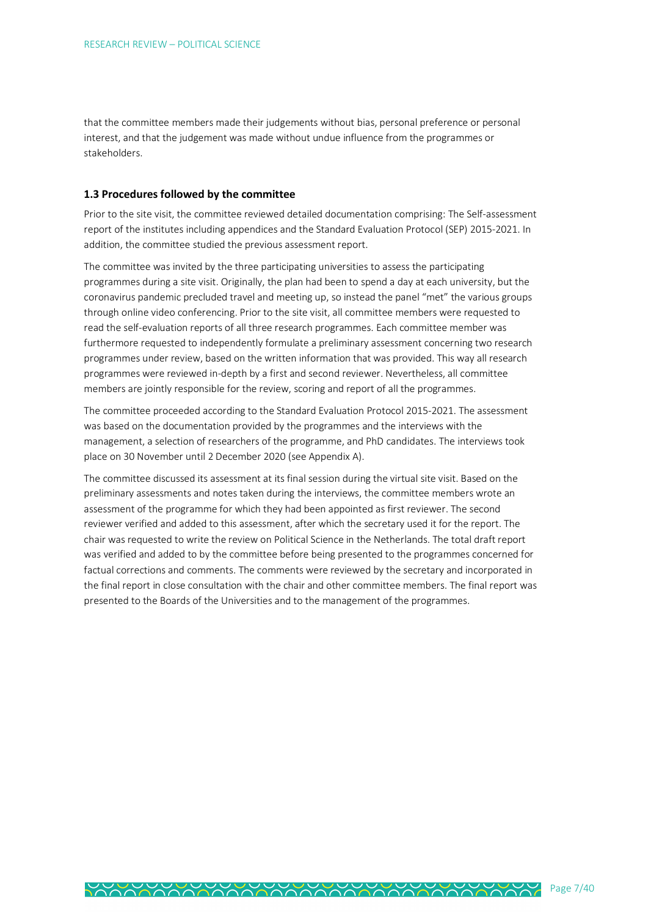that the committee members made their judgements without bias, personal preference or personal interest, and that the judgement was made without undue influence from the programmes or stakeholders.

### 1.3 Procedures followed by the committee

Prior to the site visit, the committee reviewed detailed documentation comprising: The Self-assessment report of the institutes including appendices and the Standard Evaluation Protocol (SEP) 2015-2021. In addition, the committee studied the previous assessment report.

The committee was invited by the three participating universities to assess the participating programmes during a site visit. Originally, the plan had been to spend a day at each university, but the coronavirus pandemic precluded travel and meeting up, so instead the panel "met" the various groups through online video conferencing. Prior to the site visit, all committee members were requested to read the self-evaluation reports of all three research programmes. Each committee member was furthermore requested to independently formulate a preliminary assessment concerning two research programmes under review, based on the written information that was provided. This way all research programmes were reviewed in-depth by a first and second reviewer. Nevertheless, all committee members are jointly responsible for the review, scoring and report of all the programmes.

The committee proceeded according to the Standard Evaluation Protocol 2015-2021. The assessment was based on the documentation provided by the programmes and the interviews with the management, a selection of researchers of the programme, and PhD candidates. The interviews took place on 30 November until 2 December 2020 (see Appendix A).

The committee discussed its assessment at its final session during the virtual site visit. Based on the preliminary assessments and notes taken during the interviews, the committee members wrote an assessment of the programme for which they had been appointed as first reviewer. The second reviewer verified and added to this assessment, after which the secretary used it for the report. The chair was requested to write the review on Political Science in the Netherlands. The total draft report was verified and added to by the committee before being presented to the programmes concerned for factual corrections and comments. The comments were reviewed by the secretary and incorporated in the final report in close consultation with the chair and other committee members. The final report was presented to the Boards of the Universities and to the management of the programmes.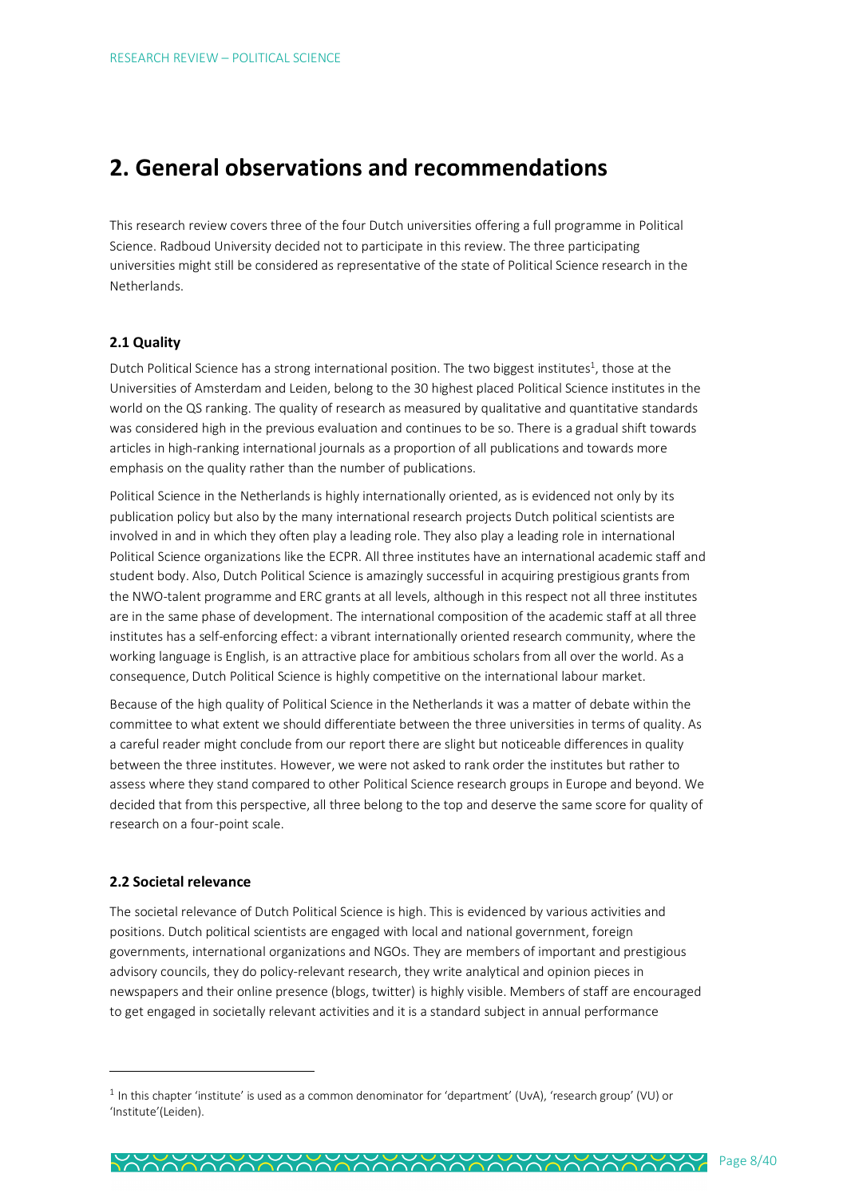## 2. General observations and recommendations

This research review covers three of the four Dutch universities offering a full programme in Political Science. Radboud University decided not to participate in this review. The three participating universities might still be considered as representative of the state of Political Science research in the Netherlands.

### 2.1 Quality

Dutch Political Science has a strong international position. The two biggest institutes[1], those at the Universities of Amsterdam and Leiden, belong to the 30 highest placed Political Science institutes in the world on the QS ranking. The quality of research as measured by qualitative and quantitative standards was considered high in the previous evaluation and continues to be so. There is a gradual shift towards articles in high-ranking international journals as a proportion of all publications and towards more emphasis on the quality rather than the number of publications.

Political Science in the Netherlands is highly internationally oriented, as is evidenced not only by its publication policy but also by the many international research projects Dutch political scientists are involved in and in which they often play a leading role. They also play a leading role in international Political Science organizations like the ECPR. All three institutes have an international academic staff and student body. Also, Dutch Political Science is amazingly successful in acquiring prestigious grants from the NWO-talent programme and ERC grants at all levels, although in this respect not all three institutes are in the same phase of development. The international composition of the academic staff at all three institutes has a self-enforcing effect: a vibrant internationally oriented research community, where the working language is English, is an attractive place for ambitious scholars from all over the world. As a consequence, Dutch Political Science is highly competitive on the international labour market.

Because of the high quality of Political Science in the Netherlands it was a matter of debate within the committee to what extent we should differentiate between the three universities in terms of quality. As a careful reader might conclude from our report there are slight but noticeable differences in quality between the three institutes. However, we were not asked to rank order the institutes but rather to assess where they stand compared to other Political Science research groups in Europe and beyond. We decided that from this perspective, all three belong to the top and deserve the same score for quality of research on a four-point scale.

### 2.2 Societal relevance

The societal relevance of Dutch Political Science is high. This is evidenced by various activities and positions. Dutch political scientists are engaged with local and national government, foreign governments, international organizations and NGOs. They are members of important and prestigious advisory councils, they do policy-relevant research, they write analytical and opinion pieces in newspapers and their online presence (blogs, twitter) is highly visible. Members of staff are encouraged to get engaged in societally relevant activities and it is a standard subject in annual performance

[1] In this chapter 'institute' is used as a common denominator for 'department' (UvA), 'research group' (VU) or 'Institute'(Leiden).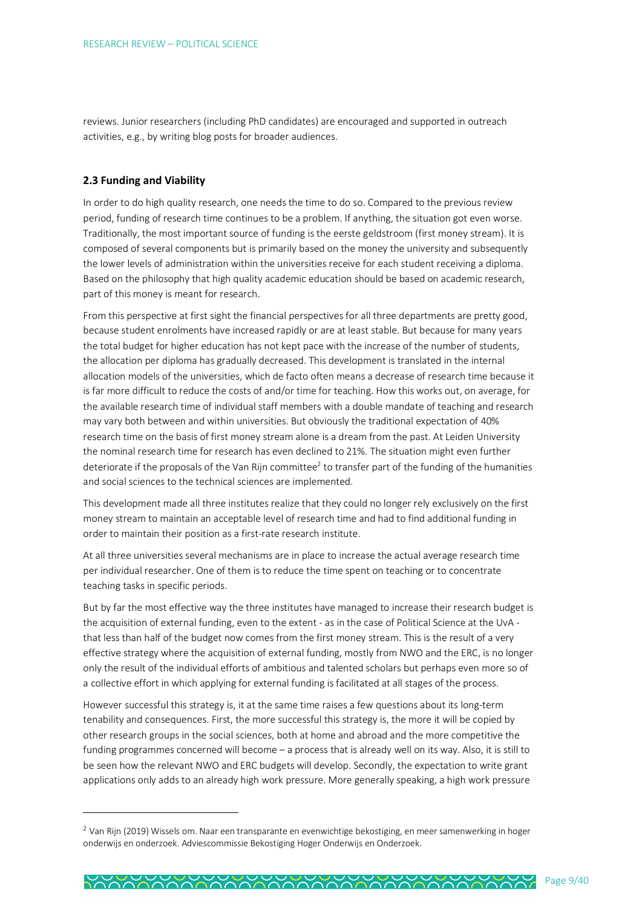reviews. Junior researchers (including PhD candidates) are encouraged and supported in outreach activities, e.g., by writing blog posts for broader audiences.

### 2.3 Funding and Viability

In order to do high quality research, one needs the time to do so. Compared to the previous review period, funding of research time continues to be a problem. If anything, the situation got even worse. Traditionally, the most important source of funding is the eerste geldstroom (first money stream). It is composed of several components but is primarily based on the money the university and subsequently the lower levels of administration within the universities receive for each student receiving a diploma. Based on the philosophy that high quality academic education should be based on academic research, part of this money is meant for research.

From this perspective at first sight the financial perspectives for all three departments are pretty good, because student enrolments have increased rapidly or are at least stable. But because for many years the total budget for higher education has not kept pace with the increase of the number of students, the allocation per diploma has gradually decreased. This development is translated in the internal allocation models of the universities, which de facto often means a decrease of research time because it is far more difficult to reduce the costs of and/or time for teaching. How this works out, on average, for the available research time of individual staff members with a double mandate of teaching and research may vary both between and within universities. But obviously the traditional expectation of 40% research time on the basis of first money stream alone is a dream from the past. At Leiden University the nominal research time for research has even declined to 21%. The situation might even further deteriorate if the proposals of the Van Rijn committee[2] to transfer part of the funding of the humanities and social sciences to the technical sciences are implemented.

This development made all three institutes realize that they could no longer rely exclusively on the first money stream to maintain an acceptable level of research time and had to find additional funding in order to maintain their position as a first-rate research institute.

At all three universities several mechanisms are in place to increase the actual average research time per individual researcher. One of them is to reduce the time spent on teaching or to concentrate teaching tasks in specific periods.

But by far the most effective way the three institutes have managed to increase their research budget is the acquisition of external funding, even to the extent - as in the case of Political Science at the UvA - that less than half of the budget now comes from the first money stream. This is the result of a very effective strategy where the acquisition of external funding, mostly from NWO and the ERC, is no longer only the result of the individual efforts of ambitious and talented scholars but perhaps even more so of a collective effort in which applying for external funding is facilitated at all stages of the process.

However successful this strategy is, it at the same time raises a few questions about its long-term tenability and consequences. First, the more successful this strategy is, the more it will be copied by other research groups in the social sciences, both at home and abroad and the more competitive the funding programmes concerned will become – a process that is already well on its way. Also, it is still to be seen how the relevant NWO and ERC budgets will develop. Secondly, the expectation to write grant applications only adds to an already high work pressure. More generally speaking, a high work pressure

---

[2] Van Rijn (2019) Wissels om. Naar een transparante en evenwichtige bekostiging, en meer samenwerking in hoger onderwijs en onderzoek. Adviescommissie Bekostiging Hoger Onderwijs en Onderzoek.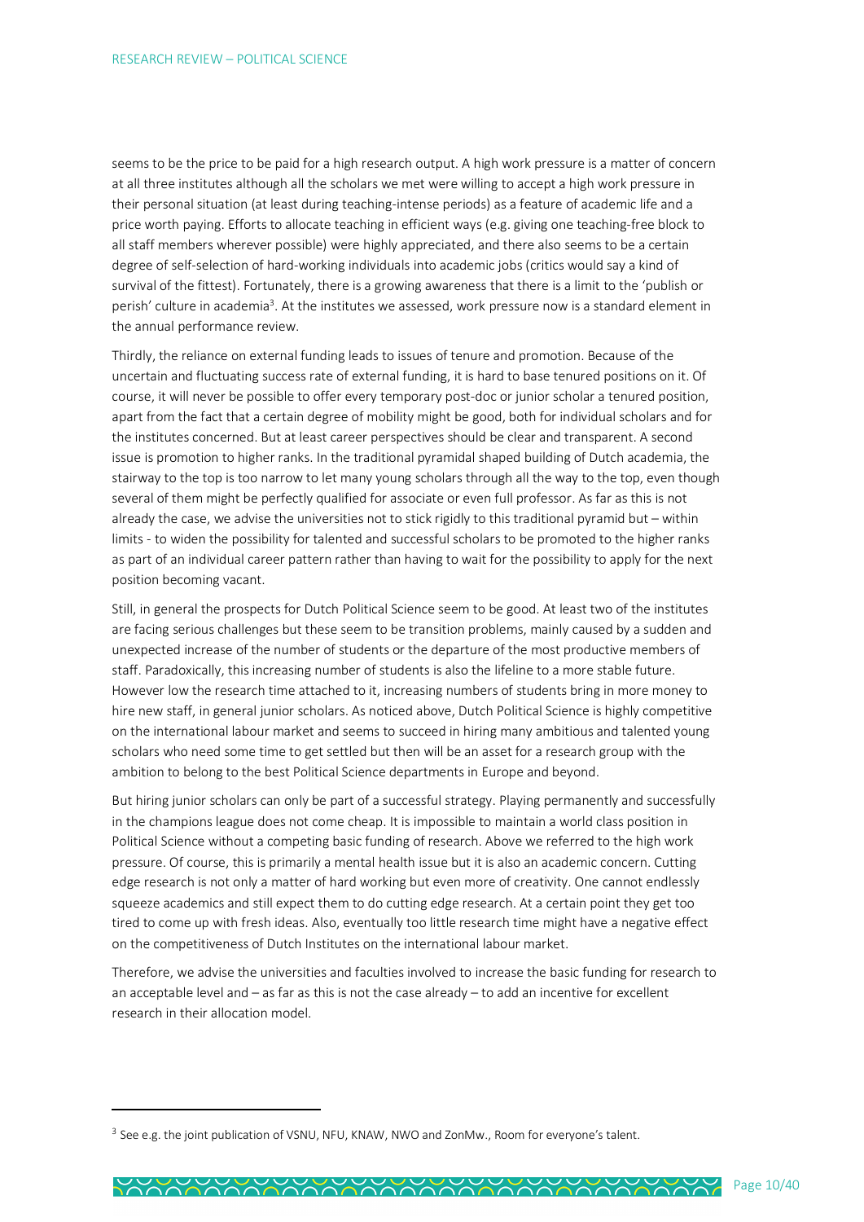seems to be the price to be paid for a high research output. A high work pressure is a matter of concern at all three institutes although all the scholars we met were willing to accept a high work pressure in their personal situation (at least during teaching-intense periods) as a feature of academic life and a price worth paying. Efforts to allocate teaching in efficient ways (e.g. giving one teaching-free block to all staff members wherever possible) were highly appreciated, and there also seems to be a certain degree of self-selection of hard-working individuals into academic jobs (critics would say a kind of survival of the fittest). Fortunately, there is a growing awareness that there is a limit to the 'publish or perish' culture in academia[3]. At the institutes we assessed, work pressure now is a standard element in the annual performance review.

Thirdly, the reliance on external funding leads to issues of tenure and promotion. Because of the uncertain and fluctuating success rate of external funding, it is hard to base tenured positions on it. Of course, it will never be possible to offer every temporary post-doc or junior scholar a tenured position, apart from the fact that a certain degree of mobility might be good, both for individual scholars and for the institutes concerned. But at least career perspectives should be clear and transparent. A second issue is promotion to higher ranks. In the traditional pyramidal shaped building of Dutch academia, the stairway to the top is too narrow to let many young scholars through all the way to the top, even though several of them might be perfectly qualified for associate or even full professor. As far as this is not already the case, we advise the universities not to stick rigidly to this traditional pyramid but – within limits - to widen the possibility for talented and successful scholars to be promoted to the higher ranks as part of an individual career pattern rather than having to wait for the possibility to apply for the next position becoming vacant.

Still, in general the prospects for Dutch Political Science seem to be good. At least two of the institutes are facing serious challenges but these seem to be transition problems, mainly caused by a sudden and unexpected increase of the number of students or the departure of the most productive members of staff. Paradoxically, this increasing number of students is also the lifeline to a more stable future. However low the research time attached to it, increasing numbers of students bring in more money to hire new staff, in general junior scholars. As noticed above, Dutch Political Science is highly competitive on the international labour market and seems to succeed in hiring many ambitious and talented young scholars who need some time to get settled but then will be an asset for a research group with the ambition to belong to the best Political Science departments in Europe and beyond.

But hiring junior scholars can only be part of a successful strategy. Playing permanently and successfully in the champions league does not come cheap. It is impossible to maintain a world class position in Political Science without a competing basic funding of research. Above we referred to the high work pressure. Of course, this is primarily a mental health issue but it is also an academic concern. Cutting edge research is not only a matter of hard working but even more of creativity. One cannot endlessly squeeze academics and still expect them to do cutting edge research. At a certain point they get too tired to come up with fresh ideas. Also, eventually too little research time might have a negative effect on the competitiveness of Dutch Institutes on the international labour market.

Therefore, we advise the universities and faculties involved to increase the basic funding for research to an acceptable level and – as far as this is not the case already – to add an incentive for excellent research in their allocation model.

---

[3] See e.g. the joint publication of VSNU, NFU, KNAW, NWO and ZonMw., Room for everyone's talent.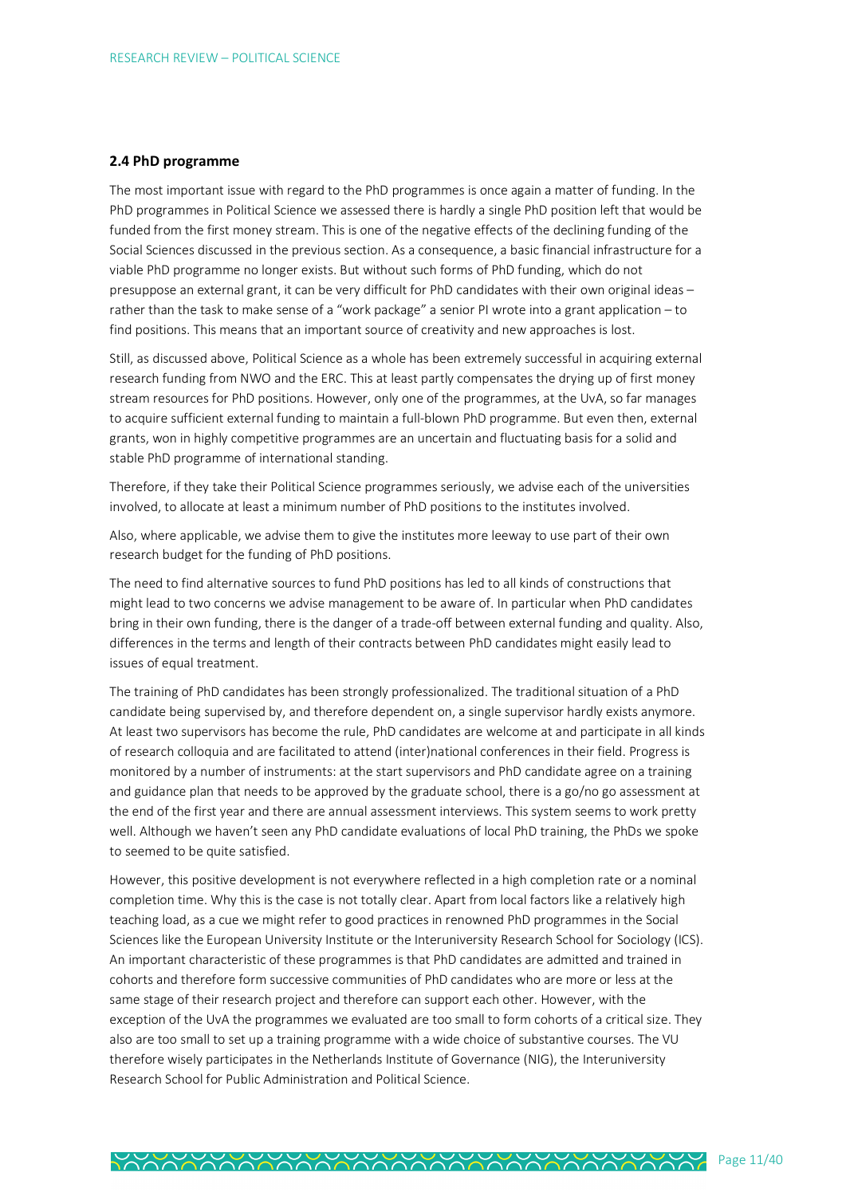### 2.4 PhD programme

The most important issue with regard to the PhD programmes is once again a matter of funding. In the PhD programmes in Political Science we assessed there is hardly a single PhD position left that would be funded from the first money stream. This is one of the negative effects of the declining funding of the Social Sciences discussed in the previous section. As a consequence, a basic financial infrastructure for a viable PhD programme no longer exists. But without such forms of PhD funding, which do not presuppose an external grant, it can be very difficult for PhD candidates with their own original ideas – rather than the task to make sense of a "work package" a senior PI wrote into a grant application – to find positions. This means that an important source of creativity and new approaches is lost.

Still, as discussed above, Political Science as a whole has been extremely successful in acquiring external research funding from NWO and the ERC. This at least partly compensates the drying up of first money stream resources for PhD positions. However, only one of the programmes, at the UvA, so far manages to acquire sufficient external funding to maintain a full-blown PhD programme. But even then, external grants, won in highly competitive programmes are an uncertain and fluctuating basis for a solid and stable PhD programme of international standing.

Therefore, if they take their Political Science programmes seriously, we advise each of the universities involved, to allocate at least a minimum number of PhD positions to the institutes involved.

Also, where applicable, we advise them to give the institutes more leeway to use part of their own research budget for the funding of PhD positions.

The need to find alternative sources to fund PhD positions has led to all kinds of constructions that might lead to two concerns we advise management to be aware of. In particular when PhD candidates bring in their own funding, there is the danger of a trade-off between external funding and quality. Also, differences in the terms and length of their contracts between PhD candidates might easily lead to issues of equal treatment.

The training of PhD candidates has been strongly professionalized. The traditional situation of a PhD candidate being supervised by, and therefore dependent on, a single supervisor hardly exists anymore. At least two supervisors has become the rule, PhD candidates are welcome at and participate in all kinds of research colloquia and are facilitated to attend (inter)national conferences in their field. Progress is monitored by a number of instruments: at the start supervisors and PhD candidate agree on a training and guidance plan that needs to be approved by the graduate school, there is a go/no go assessment at the end of the first year and there are annual assessment interviews. This system seems to work pretty well. Although we haven't seen any PhD candidate evaluations of local PhD training, the PhDs we spoke to seemed to be quite satisfied.

However, this positive development is not everywhere reflected in a high completion rate or a nominal completion time. Why this is the case is not totally clear. Apart from local factors like a relatively high teaching load, as a cue we might refer to good practices in renowned PhD programmes in the Social Sciences like the European University Institute or the Interuniversity Research School for Sociology (ICS). An important characteristic of these programmes is that PhD candidates are admitted and trained in cohorts and therefore form successive communities of PhD candidates who are more or less at the same stage of their research project and therefore can support each other. However, with the exception of the UvA the programmes we evaluated are too small to form cohorts of a critical size. They also are too small to set up a training programme with a wide choice of substantive courses. The VU therefore wisely participates in the Netherlands Institute of Governance (NIG), the Interuniversity Research School for Public Administration and Political Science.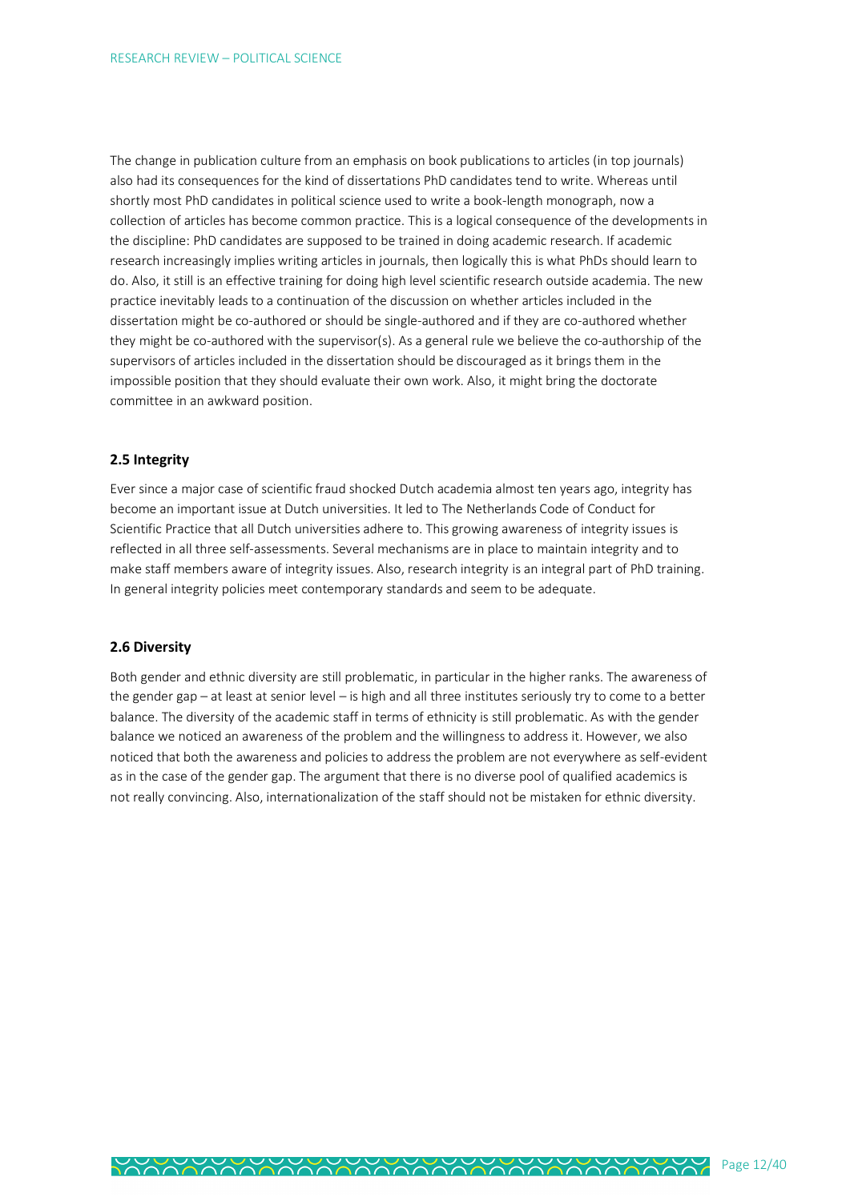The change in publication culture from an emphasis on book publications to articles (in top journals) also had its consequences for the kind of dissertations PhD candidates tend to write. Whereas until shortly most PhD candidates in political science used to write a book-length monograph, now a collection of articles has become common practice. This is a logical consequence of the developments in the discipline: PhD candidates are supposed to be trained in doing academic research. If academic research increasingly implies writing articles in journals, then logically this is what PhDs should learn to do. Also, it still is an effective training for doing high level scientific research outside academia. The new practice inevitably leads to a continuation of the discussion on whether articles included in the dissertation might be co-authored or should be single-authored and if they are co-authored whether they might be co-authored with the supervisor(s). As a general rule we believe the co-authorship of the supervisors of articles included in the dissertation should be discouraged as it brings them in the impossible position that they should evaluate their own work. Also, it might bring the doctorate committee in an awkward position.

### 2.5 Integrity

Ever since a major case of scientific fraud shocked Dutch academia almost ten years ago, integrity has become an important issue at Dutch universities. It led to The Netherlands Code of Conduct for Scientific Practice that all Dutch universities adhere to. This growing awareness of integrity issues is reflected in all three self-assessments. Several mechanisms are in place to maintain integrity and to make staff members aware of integrity issues. Also, research integrity is an integral part of PhD training. In general integrity policies meet contemporary standards and seem to be adequate.

### 2.6 Diversity

Both gender and ethnic diversity are still problematic, in particular in the higher ranks. The awareness of the gender gap – at least at senior level – is high and all three institutes seriously try to come to a better balance. The diversity of the academic staff in terms of ethnicity is still problematic. As with the gender balance we noticed an awareness of the problem and the willingness to address it. However, we also noticed that both the awareness and policies to address the problem are not everywhere as self-evident as in the case of the gender gap. The argument that there is no diverse pool of qualified academics is not really convincing. Also, internationalization of the staff should not be mistaken for ethnic diversity.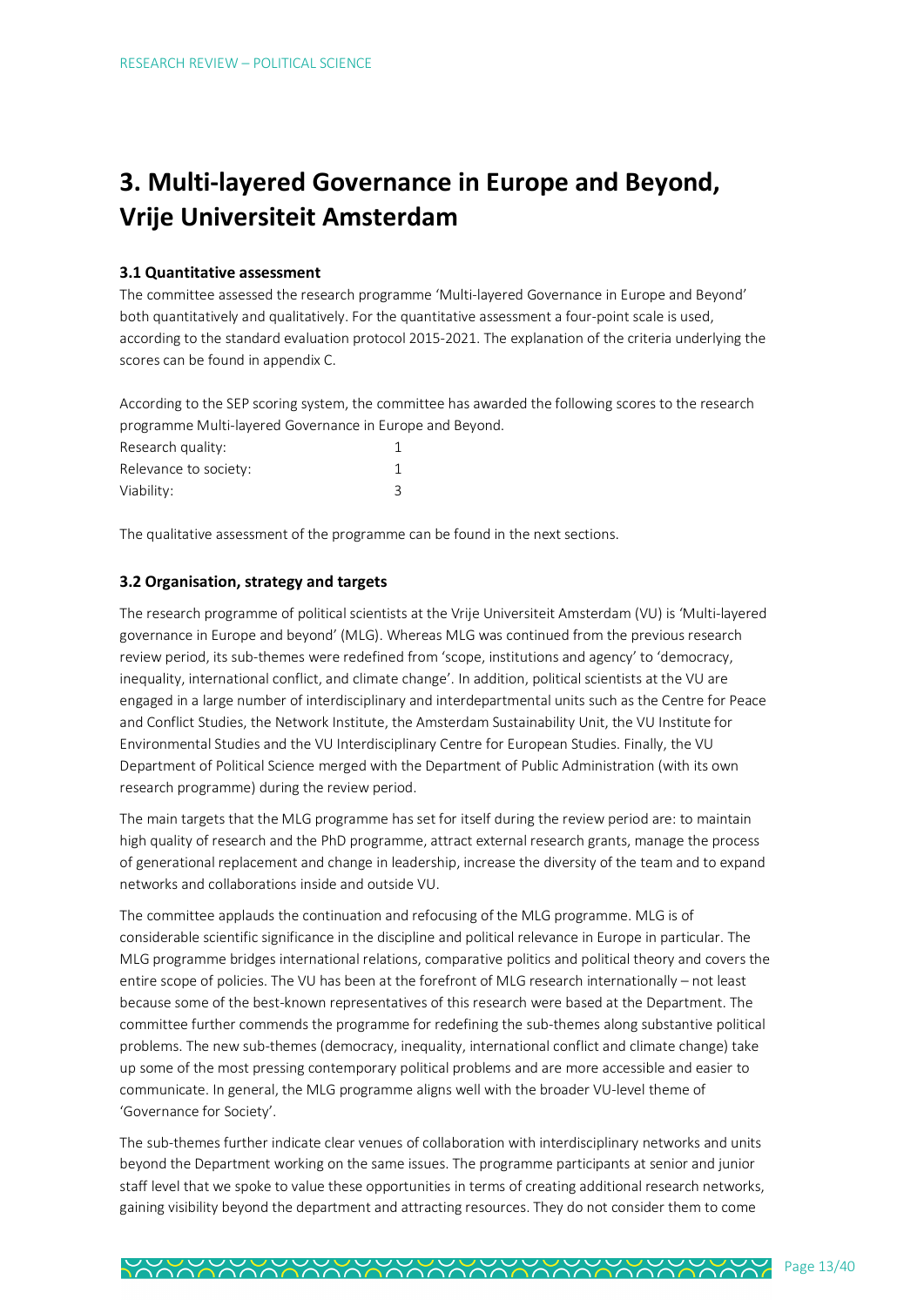# 3. Multi-layered Governance in Europe and Beyond, Vrije Universiteit Amsterdam

### 3.1 Quantitative assessment

The committee assessed the research programme 'Multi-layered Governance in Europe and Beyond' both quantitatively and qualitatively. For the quantitative assessment a four-point scale is used, according to the standard evaluation protocol 2015-2021. The explanation of the criteria underlying the scores can be found in appendix C.

According to the SEP scoring system, the committee has awarded the following scores to the research programme Multi-layered Governance in Europe and Beyond.

| | |
|---|---|
| Research quality: | 1 |
| Relevance to society: | 1 |
| Viability: | 3 |

The qualitative assessment of the programme can be found in the next sections.

### 3.2 Organisation, strategy and targets

The research programme of political scientists at the Vrije Universiteit Amsterdam (VU) is 'Multi-layered governance in Europe and beyond' (MLG). Whereas MLG was continued from the previous research review period, its sub-themes were redefined from 'scope, institutions and agency' to 'democracy, inequality, international conflict, and climate change'. In addition, political scientists at the VU are engaged in a large number of interdisciplinary and interdepartmental units such as the Centre for Peace and Conflict Studies, the Network Institute, the Amsterdam Sustainability Unit, the VU Institute for Environmental Studies and the VU Interdisciplinary Centre for European Studies. Finally, the VU Department of Political Science merged with the Department of Public Administration (with its own research programme) during the review period.

The main targets that the MLG programme has set for itself during the review period are: to maintain high quality of research and the PhD programme, attract external research grants, manage the process of generational replacement and change in leadership, increase the diversity of the team and to expand networks and collaborations inside and outside VU.

The committee applauds the continuation and refocusing of the MLG programme. MLG is of considerable scientific significance in the discipline and political relevance in Europe in particular. The MLG programme bridges international relations, comparative politics and political theory and covers the entire scope of policies. The VU has been at the forefront of MLG research internationally – not least because some of the best-known representatives of this research were based at the Department. The committee further commends the programme for redefining the sub-themes along substantive political problems. The new sub-themes (democracy, inequality, international conflict and climate change) take up some of the most pressing contemporary political problems and are more accessible and easier to communicate. In general, the MLG programme aligns well with the broader VU-level theme of 'Governance for Society'.

The sub-themes further indicate clear venues of collaboration with interdisciplinary networks and units beyond the Department working on the same issues. The programme participants at senior and junior staff level that we spoke to value these opportunities in terms of creating additional research networks, gaining visibility beyond the department and attracting resources. They do not consider them to come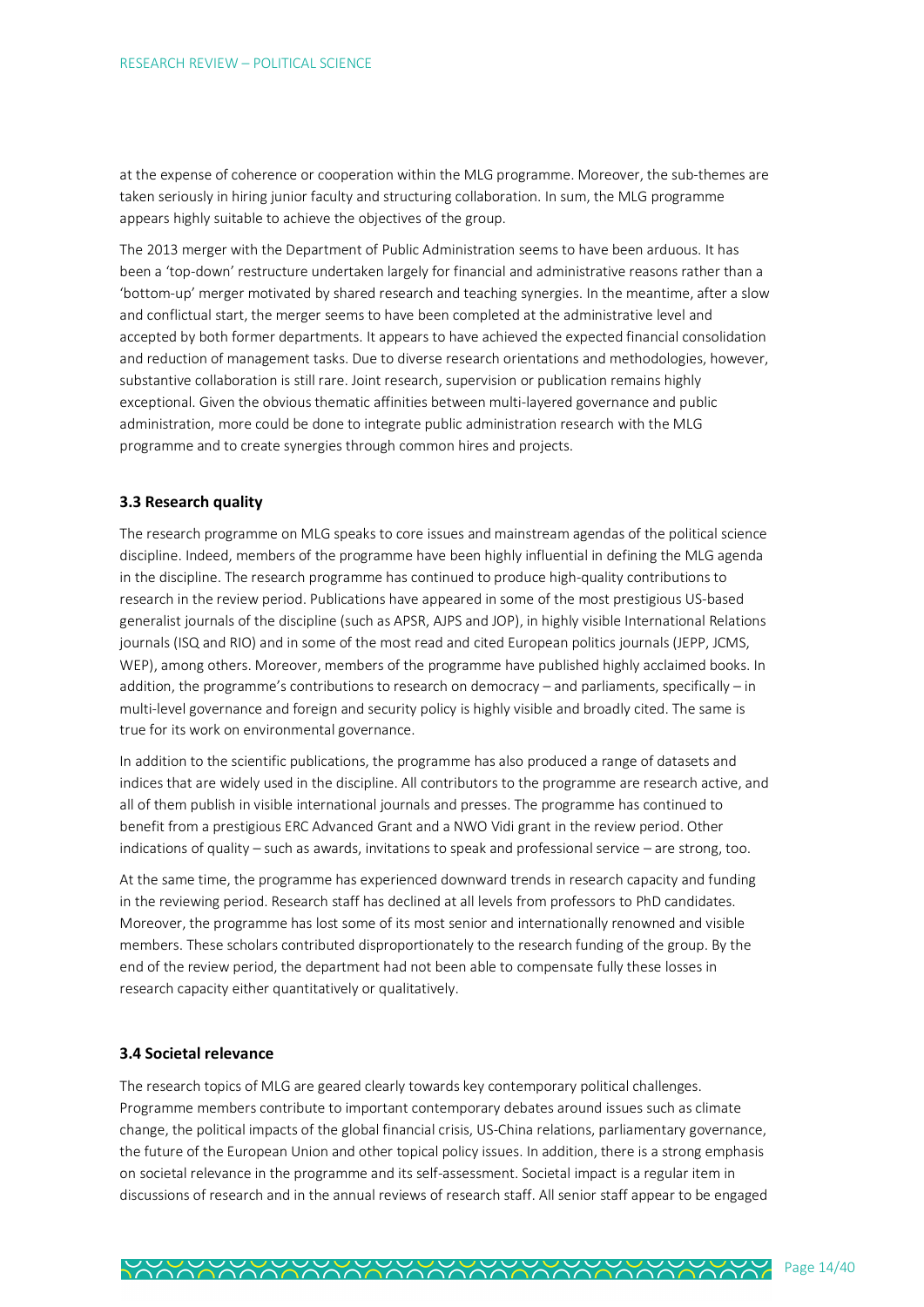at the expense of coherence or cooperation within the MLG programme. Moreover, the sub-themes are taken seriously in hiring junior faculty and structuring collaboration. In sum, the MLG programme appears highly suitable to achieve the objectives of the group.

The 2013 merger with the Department of Public Administration seems to have been arduous. It has been a 'top-down' restructure undertaken largely for financial and administrative reasons rather than a 'bottom-up' merger motivated by shared research and teaching synergies. In the meantime, after a slow and conflictual start, the merger seems to have been completed at the administrative level and accepted by both former departments. It appears to have achieved the expected financial consolidation and reduction of management tasks. Due to diverse research orientations and methodologies, however, substantive collaboration is still rare. Joint research, supervision or publication remains highly exceptional. Given the obvious thematic affinities between multi-layered governance and public administration, more could be done to integrate public administration research with the MLG programme and to create synergies through common hires and projects.

### 3.3 Research quality

The research programme on MLG speaks to core issues and mainstream agendas of the political science discipline. Indeed, members of the programme have been highly influential in defining the MLG agenda in the discipline. The research programme has continued to produce high-quality contributions to research in the review period. Publications have appeared in some of the most prestigious US-based generalist journals of the discipline (such as APSR, AJPS and JOP), in highly visible International Relations journals (ISQ and RIO) and in some of the most read and cited European politics journals (JEPP, JCMS, WEP), among others. Moreover, members of the programme have published highly acclaimed books. In addition, the programme's contributions to research on democracy – and parliaments, specifically – in multi-level governance and foreign and security policy is highly visible and broadly cited. The same is true for its work on environmental governance.

In addition to the scientific publications, the programme has also produced a range of datasets and indices that are widely used in the discipline. All contributors to the programme are research active, and all of them publish in visible international journals and presses. The programme has continued to benefit from a prestigious ERC Advanced Grant and a NWO Vidi grant in the review period. Other indications of quality – such as awards, invitations to speak and professional service – are strong, too.

At the same time, the programme has experienced downward trends in research capacity and funding in the reviewing period. Research staff has declined at all levels from professors to PhD candidates. Moreover, the programme has lost some of its most senior and internationally renowned and visible members. These scholars contributed disproportionately to the research funding of the group. By the end of the review period, the department had not been able to compensate fully these losses in research capacity either quantitatively or qualitatively.

### 3.4 Societal relevance

The research topics of MLG are geared clearly towards key contemporary political challenges. Programme members contribute to important contemporary debates around issues such as climate change, the political impacts of the global financial crisis, US-China relations, parliamentary governance, the future of the European Union and other topical policy issues. In addition, there is a strong emphasis on societal relevance in the programme and its self-assessment. Societal impact is a regular item in discussions of research and in the annual reviews of research staff. All senior staff appear to be engaged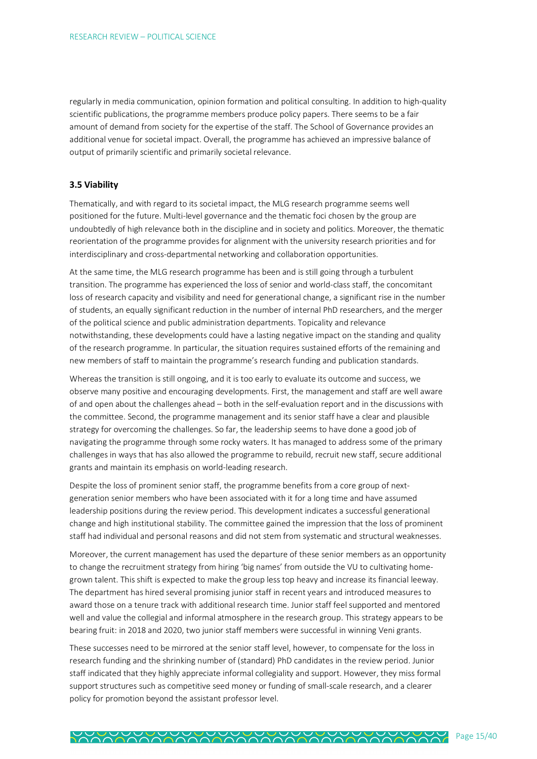regularly in media communication, opinion formation and political consulting. In addition to high-quality scientific publications, the programme members produce policy papers. There seems to be a fair amount of demand from society for the expertise of the staff. The School of Governance provides an additional venue for societal impact. Overall, the programme has achieved an impressive balance of output of primarily scientific and primarily societal relevance.

### 3.5 Viability

Thematically, and with regard to its societal impact, the MLG research programme seems well positioned for the future. Multi-level governance and the thematic foci chosen by the group are undoubtedly of high relevance both in the discipline and in society and politics. Moreover, the thematic reorientation of the programme provides for alignment with the university research priorities and for interdisciplinary and cross-departmental networking and collaboration opportunities.

At the same time, the MLG research programme has been and is still going through a turbulent transition. The programme has experienced the loss of senior and world-class staff, the concomitant loss of research capacity and visibility and need for generational change, a significant rise in the number of students, an equally significant reduction in the number of internal PhD researchers, and the merger of the political science and public administration departments. Topicality and relevance notwithstanding, these developments could have a lasting negative impact on the standing and quality of the research programme. In particular, the situation requires sustained efforts of the remaining and new members of staff to maintain the programme's research funding and publication standards.

Whereas the transition is still ongoing, and it is too early to evaluate its outcome and success, we observe many positive and encouraging developments. First, the management and staff are well aware of and open about the challenges ahead – both in the self-evaluation report and in the discussions with the committee. Second, the programme management and its senior staff have a clear and plausible strategy for overcoming the challenges. So far, the leadership seems to have done a good job of navigating the programme through some rocky waters. It has managed to address some of the primary challenges in ways that has also allowed the programme to rebuild, recruit new staff, secure additional grants and maintain its emphasis on world-leading research.

Despite the loss of prominent senior staff, the programme benefits from a core group of next-generation senior members who have been associated with it for a long time and have assumed leadership positions during the review period. This development indicates a successful generational change and high institutional stability. The committee gained the impression that the loss of prominent staff had individual and personal reasons and did not stem from systematic and structural weaknesses.

Moreover, the current management has used the departure of these senior members as an opportunity to change the recruitment strategy from hiring 'big names' from outside the VU to cultivating home-grown talent. This shift is expected to make the group less top heavy and increase its financial leeway. The department has hired several promising junior staff in recent years and introduced measures to award those on a tenure track with additional research time. Junior staff feel supported and mentored well and value the collegial and informal atmosphere in the research group. This strategy appears to be bearing fruit: in 2018 and 2020, two junior staff members were successful in winning Veni grants.

These successes need to be mirrored at the senior staff level, however, to compensate for the loss in research funding and the shrinking number of (standard) PhD candidates in the review period. Junior staff indicated that they highly appreciate informal collegiality and support. However, they miss formal support structures such as competitive seed money or funding of small-scale research, and a clearer policy for promotion beyond the assistant professor level.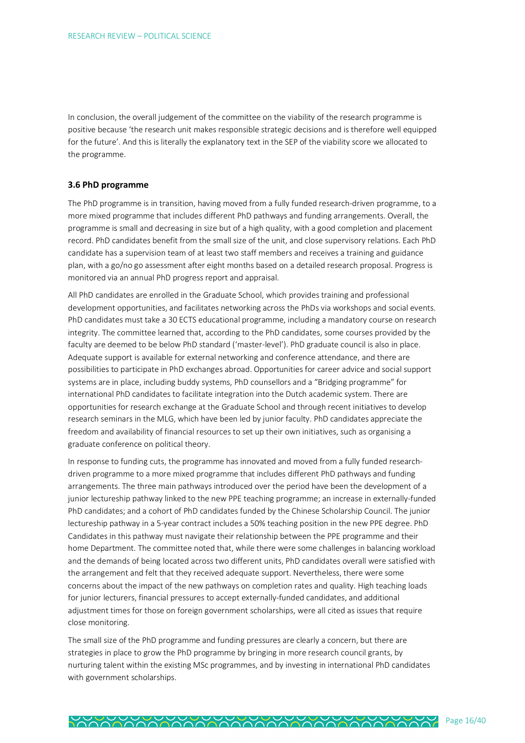In conclusion, the overall judgement of the committee on the viability of the research programme is positive because 'the research unit makes responsible strategic decisions and is therefore well equipped for the future'. And this is literally the explanatory text in the SEP of the viability score we allocated to the programme.

### 3.6 PhD programme

The PhD programme is in transition, having moved from a fully funded research-driven programme, to a more mixed programme that includes different PhD pathways and funding arrangements. Overall, the programme is small and decreasing in size but of a high quality, with a good completion and placement record. PhD candidates benefit from the small size of the unit, and close supervisory relations. Each PhD candidate has a supervision team of at least two staff members and receives a training and guidance plan, with a go/no go assessment after eight months based on a detailed research proposal. Progress is monitored via an annual PhD progress report and appraisal.

All PhD candidates are enrolled in the Graduate School, which provides training and professional development opportunities, and facilitates networking across the PhDs via workshops and social events. PhD candidates must take a 30 ECTS educational programme, including a mandatory course on research integrity. The committee learned that, according to the PhD candidates, some courses provided by the faculty are deemed to be below PhD standard ('master-level'). PhD graduate council is also in place. Adequate support is available for external networking and conference attendance, and there are possibilities to participate in PhD exchanges abroad. Opportunities for career advice and social support systems are in place, including buddy systems, PhD counsellors and a "Bridging programme" for international PhD candidates to facilitate integration into the Dutch academic system. There are opportunities for research exchange at the Graduate School and through recent initiatives to develop research seminars in the MLG, which have been led by junior faculty. PhD candidates appreciate the freedom and availability of financial resources to set up their own initiatives, such as organising a graduate conference on political theory.

In response to funding cuts, the programme has innovated and moved from a fully funded research-driven programme to a more mixed programme that includes different PhD pathways and funding arrangements. The three main pathways introduced over the period have been the development of a junior lectureship pathway linked to the new PPE teaching programme; an increase in externally-funded PhD candidates; and a cohort of PhD candidates funded by the Chinese Scholarship Council. The junior lectureship pathway in a 5-year contract includes a 50% teaching position in the new PPE degree. PhD Candidates in this pathway must navigate their relationship between the PPE programme and their home Department. The committee noted that, while there were some challenges in balancing workload and the demands of being located across two different units, PhD candidates overall were satisfied with the arrangement and felt that they received adequate support. Nevertheless, there were some concerns about the impact of the new pathways on completion rates and quality. High teaching loads for junior lecturers, financial pressures to accept externally-funded candidates, and additional adjustment times for those on foreign government scholarships, were all cited as issues that require close monitoring.

The small size of the PhD programme and funding pressures are clearly a concern, but there are strategies in place to grow the PhD programme by bringing in more research council grants, by nurturing talent within the existing MSc programmes, and by investing in international PhD candidates with government scholarships.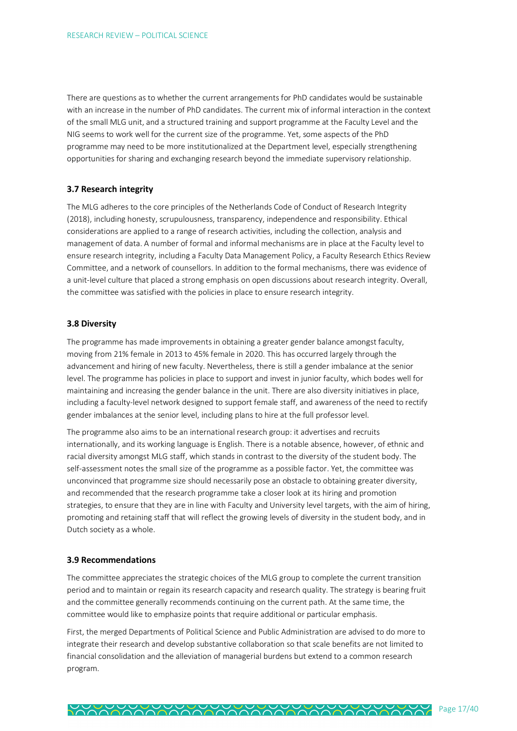There are questions as to whether the current arrangements for PhD candidates would be sustainable with an increase in the number of PhD candidates. The current mix of informal interaction in the context of the small MLG unit, and a structured training and support programme at the Faculty Level and the NIG seems to work well for the current size of the programme. Yet, some aspects of the PhD programme may need to be more institutionalized at the Department level, especially strengthening opportunities for sharing and exchanging research beyond the immediate supervisory relationship.

### 3.7 Research integrity

The MLG adheres to the core principles of the Netherlands Code of Conduct of Research Integrity (2018), including honesty, scrupulousness, transparency, independence and responsibility. Ethical considerations are applied to a range of research activities, including the collection, analysis and management of data. A number of formal and informal mechanisms are in place at the Faculty level to ensure research integrity, including a Faculty Data Management Policy, a Faculty Research Ethics Review Committee, and a network of counsellors. In addition to the formal mechanisms, there was evidence of a unit-level culture that placed a strong emphasis on open discussions about research integrity. Overall, the committee was satisfied with the policies in place to ensure research integrity.

### 3.8 Diversity

The programme has made improvements in obtaining a greater gender balance amongst faculty, moving from 21% female in 2013 to 45% female in 2020. This has occurred largely through the advancement and hiring of new faculty. Nevertheless, there is still a gender imbalance at the senior level. The programme has policies in place to support and invest in junior faculty, which bodes well for maintaining and increasing the gender balance in the unit. There are also diversity initiatives in place, including a faculty-level network designed to support female staff, and awareness of the need to rectify gender imbalances at the senior level, including plans to hire at the full professor level.

The programme also aims to be an international research group: it advertises and recruits internationally, and its working language is English. There is a notable absence, however, of ethnic and racial diversity amongst MLG staff, which stands in contrast to the diversity of the student body. The self-assessment notes the small size of the programme as a possible factor. Yet, the committee was unconvinced that programme size should necessarily pose an obstacle to obtaining greater diversity, and recommended that the research programme take a closer look at its hiring and promotion strategies, to ensure that they are in line with Faculty and University level targets, with the aim of hiring, promoting and retaining staff that will reflect the growing levels of diversity in the student body, and in Dutch society as a whole.

### 3.9 Recommendations

The committee appreciates the strategic choices of the MLG group to complete the current transition period and to maintain or regain its research capacity and research quality. The strategy is bearing fruit and the committee generally recommends continuing on the current path. At the same time, the committee would like to emphasize points that require additional or particular emphasis.

First, the merged Departments of Political Science and Public Administration are advised to do more to integrate their research and develop substantive collaboration so that scale benefits are not limited to financial consolidation and the alleviation of managerial burdens but extend to a common research program.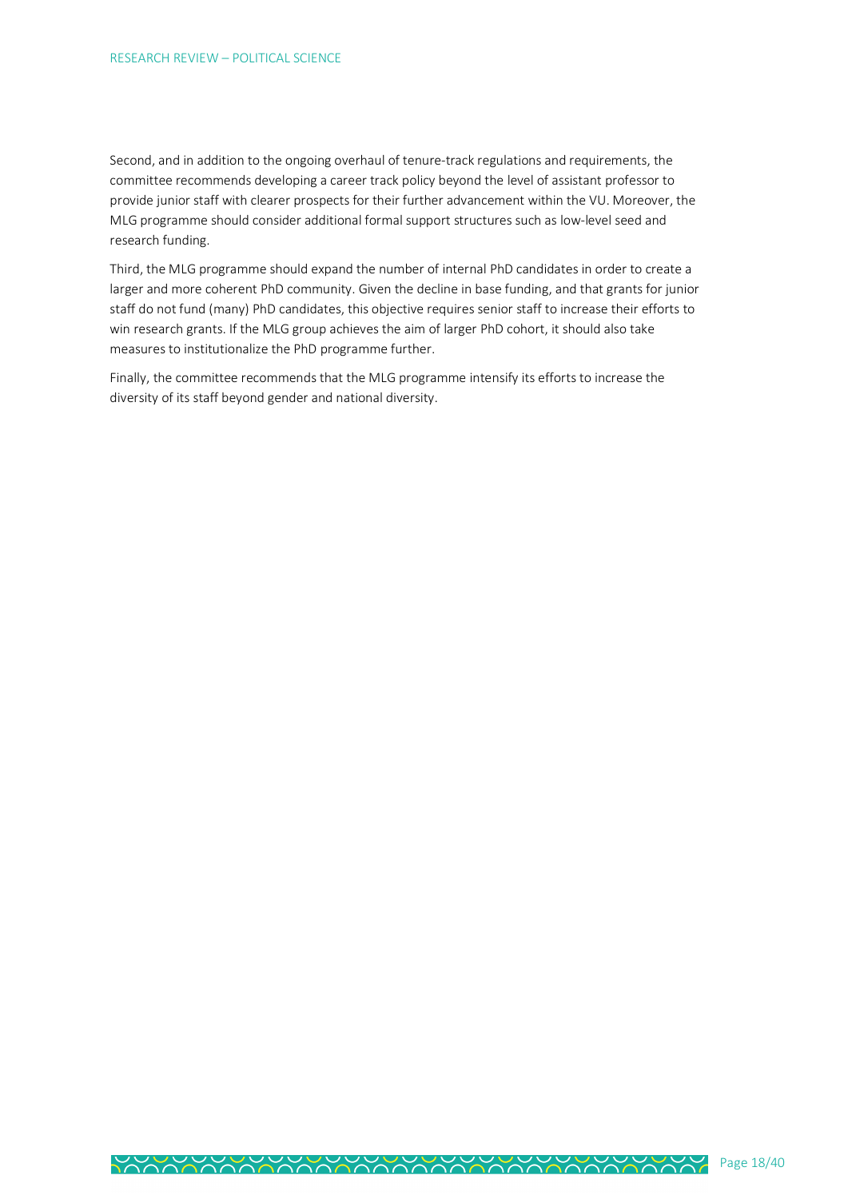Second, and in addition to the ongoing overhaul of tenure-track regulations and requirements, the committee recommends developing a career track policy beyond the level of assistant professor to provide junior staff with clearer prospects for their further advancement within the VU. Moreover, the MLG programme should consider additional formal support structures such as low-level seed and research funding.

Third, the MLG programme should expand the number of internal PhD candidates in order to create a larger and more coherent PhD community. Given the decline in base funding, and that grants for junior staff do not fund (many) PhD candidates, this objective requires senior staff to increase their efforts to win research grants. If the MLG group achieves the aim of larger PhD cohort, it should also take measures to institutionalize the PhD programme further.

Finally, the committee recommends that the MLG programme intensify its efforts to increase the diversity of its staff beyond gender and national diversity.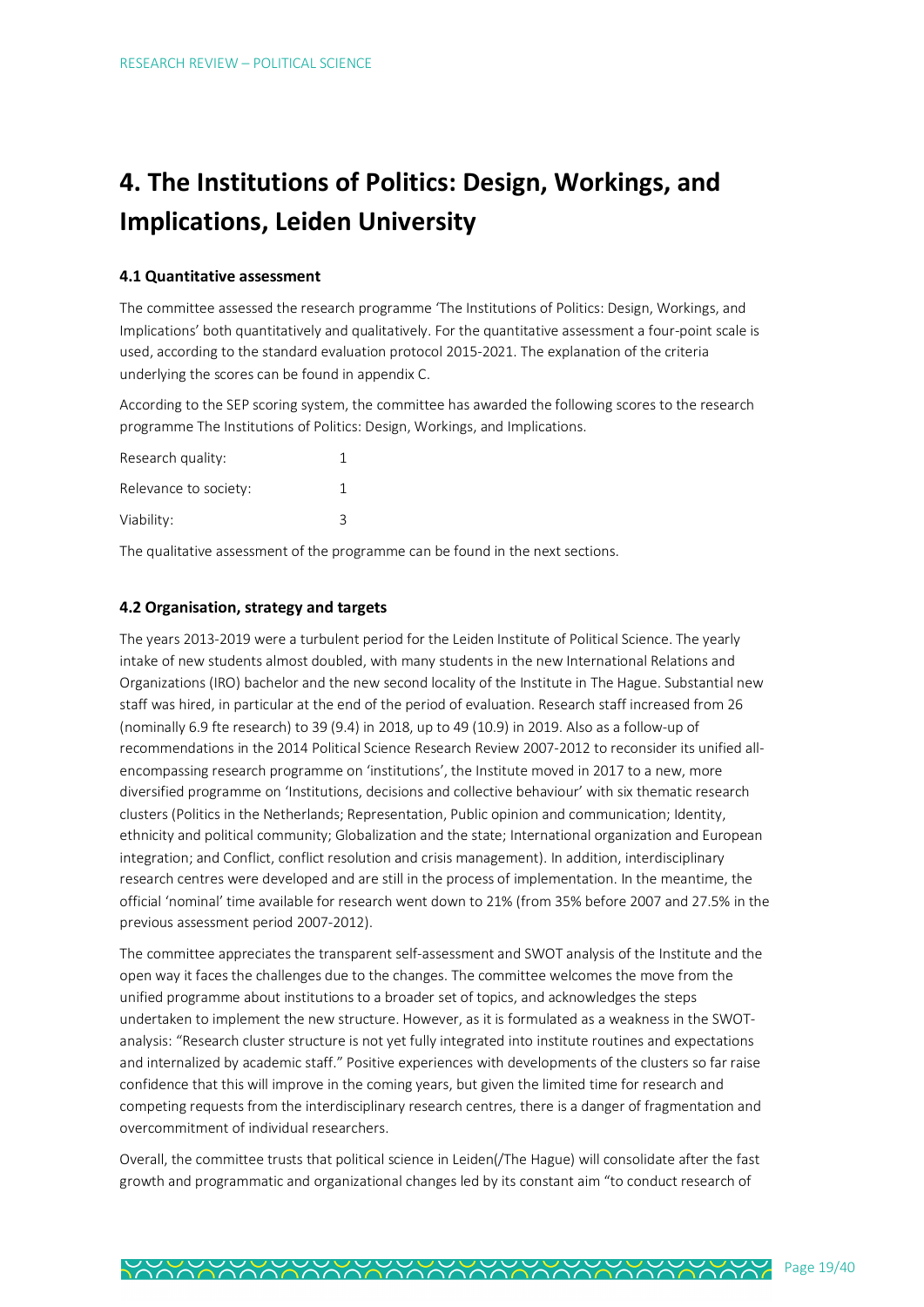# 4. The Institutions of Politics: Design, Workings, and Implications, Leiden University

### 4.1 Quantitative assessment

The committee assessed the research programme 'The Institutions of Politics: Design, Workings, and Implications' both quantitatively and qualitatively. For the quantitative assessment a four-point scale is used, according to the standard evaluation protocol 2015-2021. The explanation of the criteria underlying the scores can be found in appendix C.

According to the SEP scoring system, the committee has awarded the following scores to the research programme The Institutions of Politics: Design, Workings, and Implications.

| | |
|---|---|
| Research quality: | 1 |
| Relevance to society: | 1 |
| Viability: | 3 |

The qualitative assessment of the programme can be found in the next sections.

### 4.2 Organisation, strategy and targets

The years 2013-2019 were a turbulent period for the Leiden Institute of Political Science. The yearly intake of new students almost doubled, with many students in the new International Relations and Organizations (IRO) bachelor and the new second locality of the Institute in The Hague. Substantial new staff was hired, in particular at the end of the period of evaluation. Research staff increased from 26 (nominally 6.9 fte research) to 39 (9.4) in 2018, up to 49 (10.9) in 2019. Also as a follow-up of recommendations in the 2014 Political Science Research Review 2007-2012 to reconsider its unified all-encompassing research programme on 'institutions', the Institute moved in 2017 to a new, more diversified programme on 'Institutions, decisions and collective behaviour' with six thematic research clusters (Politics in the Netherlands; Representation, Public opinion and communication; Identity, ethnicity and political community; Globalization and the state; International organization and European integration; and Conflict, conflict resolution and crisis management). In addition, interdisciplinary research centres were developed and are still in the process of implementation. In the meantime, the official 'nominal' time available for research went down to 21% (from 35% before 2007 and 27.5% in the previous assessment period 2007-2012).

The committee appreciates the transparent self-assessment and SWOT analysis of the Institute and the open way it faces the challenges due to the changes. The committee welcomes the move from the unified programme about institutions to a broader set of topics, and acknowledges the steps undertaken to implement the new structure. However, as it is formulated as a weakness in the SWOT-analysis: "Research cluster structure is not yet fully integrated into institute routines and expectations and internalized by academic staff." Positive experiences with developments of the clusters so far raise confidence that this will improve in the coming years, but given the limited time for research and competing requests from the interdisciplinary research centres, there is a danger of fragmentation and overcommitment of individual researchers.

Overall, the committee trusts that political science in Leiden(/The Hague) will consolidate after the fast growth and programmatic and organizational changes led by its constant aim "to conduct research of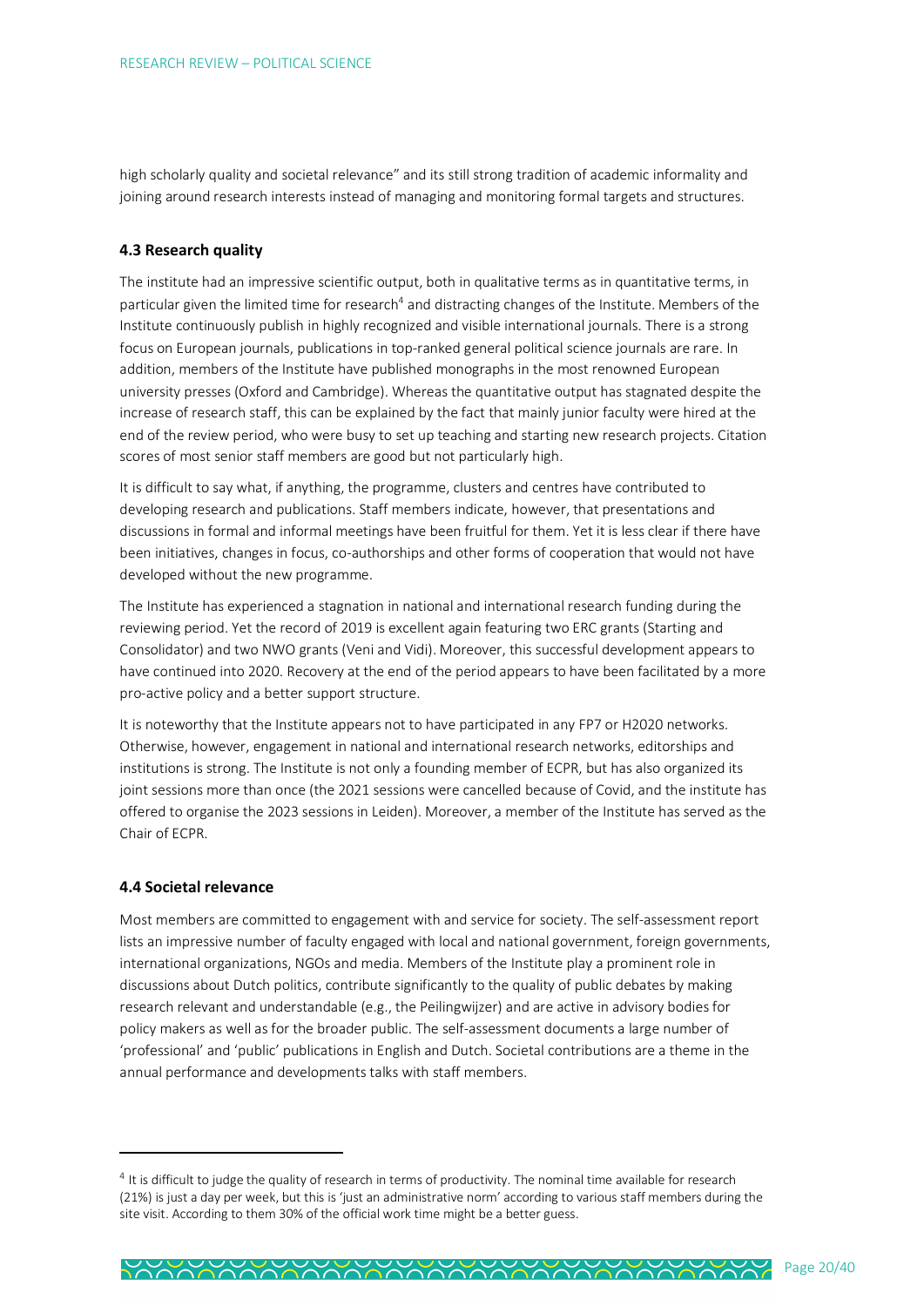high scholarly quality and societal relevance" and its still strong tradition of academic informality and joining around research interests instead of managing and monitoring formal targets and structures.

### 4.3 Research quality

The institute had an impressive scientific output, both in qualitative terms as in quantitative terms, in particular given the limited time for research[4] and distracting changes of the Institute. Members of the Institute continuously publish in highly recognized and visible international journals. There is a strong focus on European journals, publications in top-ranked general political science journals are rare. In addition, members of the Institute have published monographs in the most renowned European university presses (Oxford and Cambridge). Whereas the quantitative output has stagnated despite the increase of research staff, this can be explained by the fact that mainly junior faculty were hired at the end of the review period, who were busy to set up teaching and starting new research projects. Citation scores of most senior staff members are good but not particularly high.

It is difficult to say what, if anything, the programme, clusters and centres have contributed to developing research and publications. Staff members indicate, however, that presentations and discussions in formal and informal meetings have been fruitful for them. Yet it is less clear if there have been initiatives, changes in focus, co-authorships and other forms of cooperation that would not have developed without the new programme.

The Institute has experienced a stagnation in national and international research funding during the reviewing period. Yet the record of 2019 is excellent again featuring two ERC grants (Starting and Consolidator) and two NWO grants (Veni and Vidi). Moreover, this successful development appears to have continued into 2020. Recovery at the end of the period appears to have been facilitated by a more pro-active policy and a better support structure.

It is noteworthy that the Institute appears not to have participated in any FP7 or H2020 networks. Otherwise, however, engagement in national and international research networks, editorships and institutions is strong. The Institute is not only a founding member of ECPR, but has also organized its joint sessions more than once (the 2021 sessions were cancelled because of Covid, and the institute has offered to organise the 2023 sessions in Leiden). Moreover, a member of the Institute has served as the Chair of ECPR.

### 4.4 Societal relevance

Most members are committed to engagement with and service for society. The self-assessment report lists an impressive number of faculty engaged with local and national government, foreign governments, international organizations, NGOs and media. Members of the Institute play a prominent role in discussions about Dutch politics, contribute significantly to the quality of public debates by making research relevant and understandable (e.g., the Peilingwijzer) and are active in advisory bodies for policy makers as well as for the broader public. The self-assessment documents a large number of 'professional' and 'public' publications in English and Dutch. Societal contributions are a theme in the annual performance and developments talks with staff members.

---

[4] It is difficult to judge the quality of research in terms of productivity. The nominal time available for research (21%) is just a day per week, but this is 'just an administrative norm' according to various staff members during the site visit. According to them 30% of the official work time might be a better guess.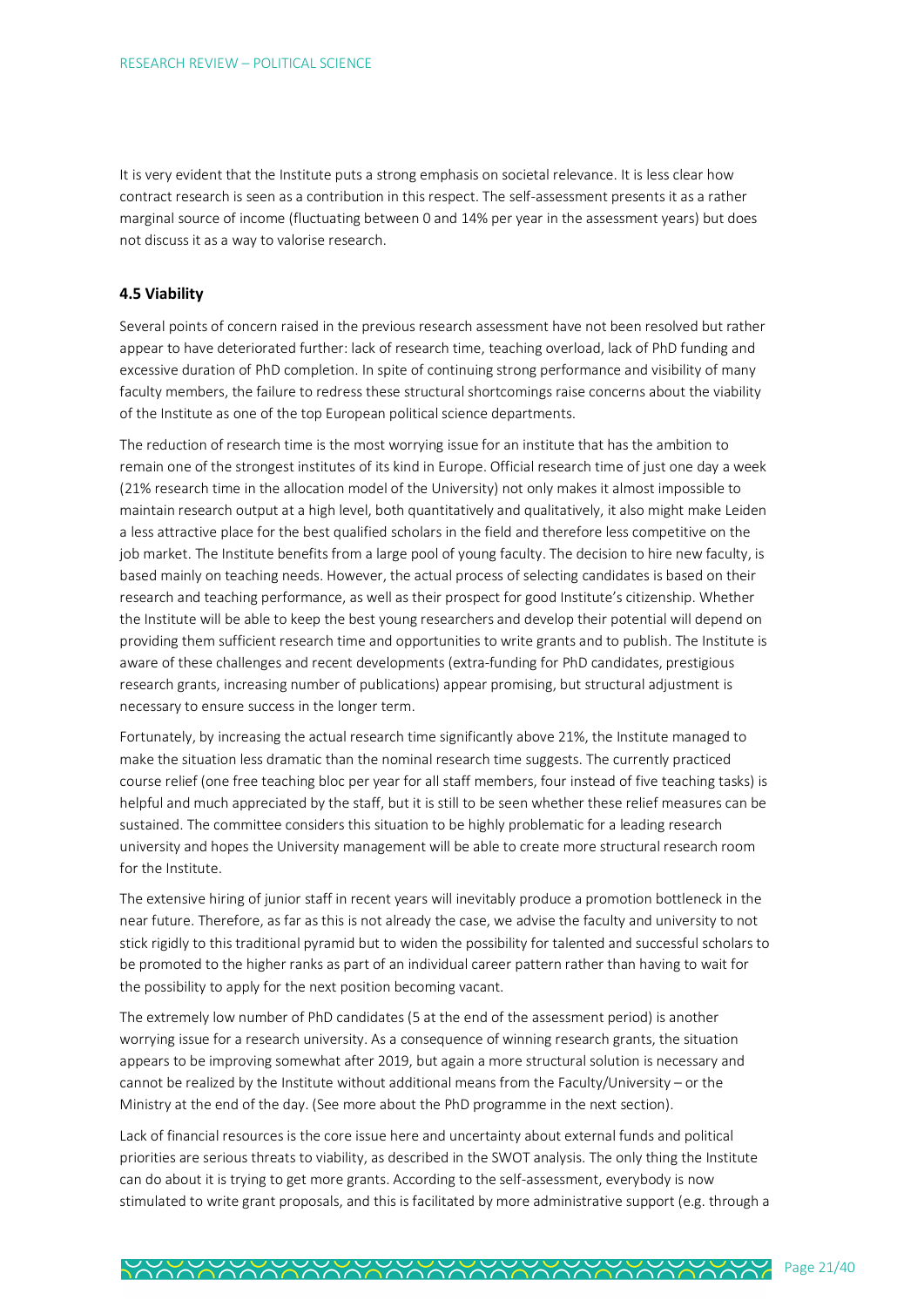It is very evident that the Institute puts a strong emphasis on societal relevance. It is less clear how contract research is seen as a contribution in this respect. The self-assessment presents it as a rather marginal source of income (fluctuating between 0 and 14% per year in the assessment years) but does not discuss it as a way to valorise research.

### 4.5 Viability

Several points of concern raised in the previous research assessment have not been resolved but rather appear to have deteriorated further: lack of research time, teaching overload, lack of PhD funding and excessive duration of PhD completion. In spite of continuing strong performance and visibility of many faculty members, the failure to redress these structural shortcomings raise concerns about the viability of the Institute as one of the top European political science departments.

The reduction of research time is the most worrying issue for an institute that has the ambition to remain one of the strongest institutes of its kind in Europe. Official research time of just one day a week (21% research time in the allocation model of the University) not only makes it almost impossible to maintain research output at a high level, both quantitatively and qualitatively, it also might make Leiden a less attractive place for the best qualified scholars in the field and therefore less competitive on the job market. The Institute benefits from a large pool of young faculty. The decision to hire new faculty, is based mainly on teaching needs. However, the actual process of selecting candidates is based on their research and teaching performance, as well as their prospect for good Institute's citizenship. Whether the Institute will be able to keep the best young researchers and develop their potential will depend on providing them sufficient research time and opportunities to write grants and to publish. The Institute is aware of these challenges and recent developments (extra-funding for PhD candidates, prestigious research grants, increasing number of publications) appear promising, but structural adjustment is necessary to ensure success in the longer term.

Fortunately, by increasing the actual research time significantly above 21%, the Institute managed to make the situation less dramatic than the nominal research time suggests. The currently practiced course relief (one free teaching bloc per year for all staff members, four instead of five teaching tasks) is helpful and much appreciated by the staff, but it is still to be seen whether these relief measures can be sustained. The committee considers this situation to be highly problematic for a leading research university and hopes the University management will be able to create more structural research room for the Institute.

The extensive hiring of junior staff in recent years will inevitably produce a promotion bottleneck in the near future. Therefore, as far as this is not already the case, we advise the faculty and university to not stick rigidly to this traditional pyramid but to widen the possibility for talented and successful scholars to be promoted to the higher ranks as part of an individual career pattern rather than having to wait for the possibility to apply for the next position becoming vacant.

The extremely low number of PhD candidates (5 at the end of the assessment period) is another worrying issue for a research university. As a consequence of winning research grants, the situation appears to be improving somewhat after 2019, but again a more structural solution is necessary and cannot be realized by the Institute without additional means from the Faculty/University – or the Ministry at the end of the day. (See more about the PhD programme in the next section).

Lack of financial resources is the core issue here and uncertainty about external funds and political priorities are serious threats to viability, as described in the SWOT analysis. The only thing the Institute can do about it is trying to get more grants. According to the self-assessment, everybody is now stimulated to write grant proposals, and this is facilitated by more administrative support (e.g. through a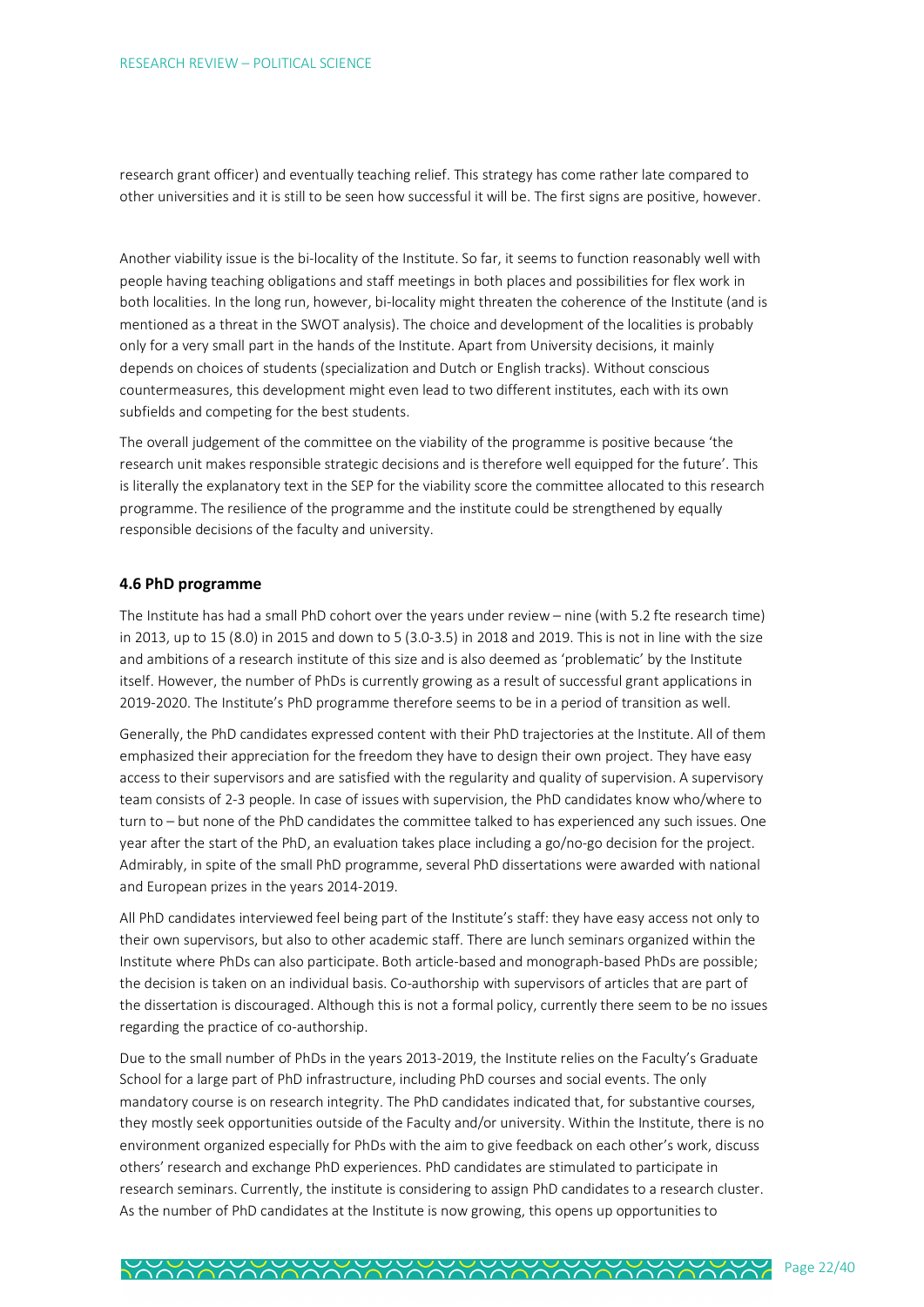research grant officer) and eventually teaching relief. This strategy has come rather late compared to other universities and it is still to be seen how successful it will be. The first signs are positive, however.

Another viability issue is the bi-locality of the Institute. So far, it seems to function reasonably well with people having teaching obligations and staff meetings in both places and possibilities for flex work in both localities. In the long run, however, bi-locality might threaten the coherence of the Institute (and is mentioned as a threat in the SWOT analysis). The choice and development of the localities is probably only for a very small part in the hands of the Institute. Apart from University decisions, it mainly depends on choices of students (specialization and Dutch or English tracks). Without conscious countermeasures, this development might even lead to two different institutes, each with its own subfields and competing for the best students.

The overall judgement of the committee on the viability of the programme is positive because 'the research unit makes responsible strategic decisions and is therefore well equipped for the future'. This is literally the explanatory text in the SEP for the viability score the committee allocated to this research programme. The resilience of the programme and the institute could be strengthened by equally responsible decisions of the faculty and university.

### 4.6 PhD programme

The Institute has had a small PhD cohort over the years under review – nine (with 5.2 fte research time) in 2013, up to 15 (8.0) in 2015 and down to 5 (3.0-3.5) in 2018 and 2019. This is not in line with the size and ambitions of a research institute of this size and is also deemed as 'problematic' by the Institute itself. However, the number of PhDs is currently growing as a result of successful grant applications in 2019-2020. The Institute's PhD programme therefore seems to be in a period of transition as well.

Generally, the PhD candidates expressed content with their PhD trajectories at the Institute. All of them emphasized their appreciation for the freedom they have to design their own project. They have easy access to their supervisors and are satisfied with the regularity and quality of supervision. A supervisory team consists of 2-3 people. In case of issues with supervision, the PhD candidates know who/where to turn to – but none of the PhD candidates the committee talked to has experienced any such issues. One year after the start of the PhD, an evaluation takes place including a go/no-go decision for the project. Admirably, in spite of the small PhD programme, several PhD dissertations were awarded with national and European prizes in the years 2014-2019.

All PhD candidates interviewed feel being part of the Institute's staff: they have easy access not only to their own supervisors, but also to other academic staff. There are lunch seminars organized within the Institute where PhDs can also participate. Both article-based and monograph-based PhDs are possible; the decision is taken on an individual basis. Co-authorship with supervisors of articles that are part of the dissertation is discouraged. Although this is not a formal policy, currently there seem to be no issues regarding the practice of co-authorship.

Due to the small number of PhDs in the years 2013-2019, the Institute relies on the Faculty's Graduate School for a large part of PhD infrastructure, including PhD courses and social events. The only mandatory course is on research integrity. The PhD candidates indicated that, for substantive courses, they mostly seek opportunities outside of the Faculty and/or university. Within the Institute, there is no environment organized especially for PhDs with the aim to give feedback on each other's work, discuss others' research and exchange PhD experiences. PhD candidates are stimulated to participate in research seminars. Currently, the institute is considering to assign PhD candidates to a research cluster. As the number of PhD candidates at the Institute is now growing, this opens up opportunities to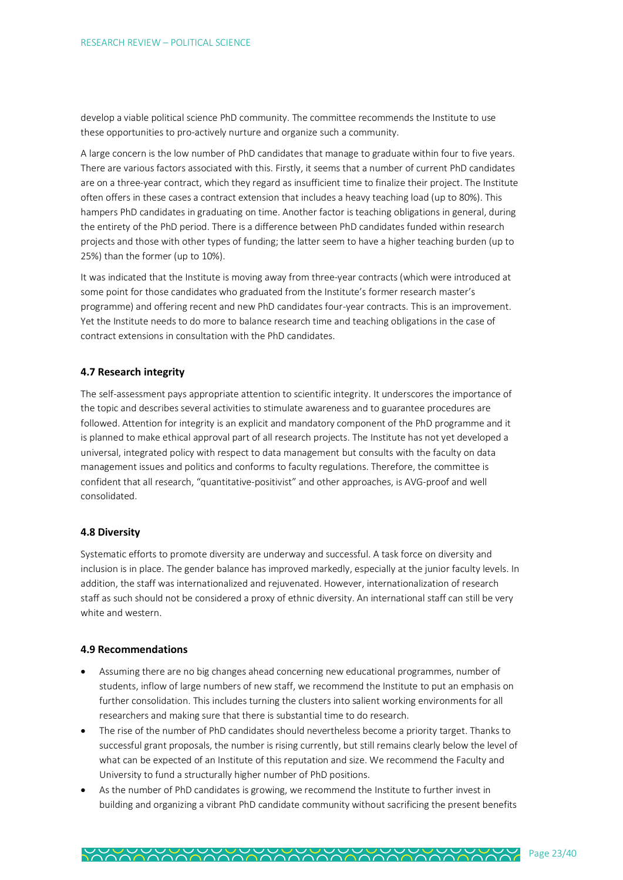develop a viable political science PhD community. The committee recommends the Institute to use these opportunities to pro-actively nurture and organize such a community.

A large concern is the low number of PhD candidates that manage to graduate within four to five years. There are various factors associated with this. Firstly, it seems that a number of current PhD candidates are on a three-year contract, which they regard as insufficient time to finalize their project. The Institute often offers in these cases a contract extension that includes a heavy teaching load (up to 80%). This hampers PhD candidates in graduating on time. Another factor is teaching obligations in general, during the entirety of the PhD period. There is a difference between PhD candidates funded within research projects and those with other types of funding; the latter seem to have a higher teaching burden (up to 25%) than the former (up to 10%).

It was indicated that the Institute is moving away from three-year contracts (which were introduced at some point for those candidates who graduated from the Institute's former research master's programme) and offering recent and new PhD candidates four-year contracts. This is an improvement. Yet the Institute needs to do more to balance research time and teaching obligations in the case of contract extensions in consultation with the PhD candidates.

### 4.7 Research integrity

The self-assessment pays appropriate attention to scientific integrity. It underscores the importance of the topic and describes several activities to stimulate awareness and to guarantee procedures are followed. Attention for integrity is an explicit and mandatory component of the PhD programme and it is planned to make ethical approval part of all research projects. The Institute has not yet developed a universal, integrated policy with respect to data management but consults with the faculty on data management issues and politics and conforms to faculty regulations. Therefore, the committee is confident that all research, "quantitative-positivist" and other approaches, is AVG-proof and well consolidated.

### 4.8 Diversity

Systematic efforts to promote diversity are underway and successful. A task force on diversity and inclusion is in place. The gender balance has improved markedly, especially at the junior faculty levels. In addition, the staff was internationalized and rejuvenated. However, internationalization of research staff as such should not be considered a proxy of ethnic diversity. An international staff can still be very white and western.

### 4.9 Recommendations

- Assuming there are no big changes ahead concerning new educational programmes, number of students, inflow of large numbers of new staff, we recommend the Institute to put an emphasis on further consolidation. This includes turning the clusters into salient working environments for all researchers and making sure that there is substantial time to do research.
- The rise of the number of PhD candidates should nevertheless become a priority target. Thanks to successful grant proposals, the number is rising currently, but still remains clearly below the level of what can be expected of an Institute of this reputation and size. We recommend the Faculty and University to fund a structurally higher number of PhD positions.
- As the number of PhD candidates is growing, we recommend the Institute to further invest in building and organizing a vibrant PhD candidate community without sacrificing the present benefits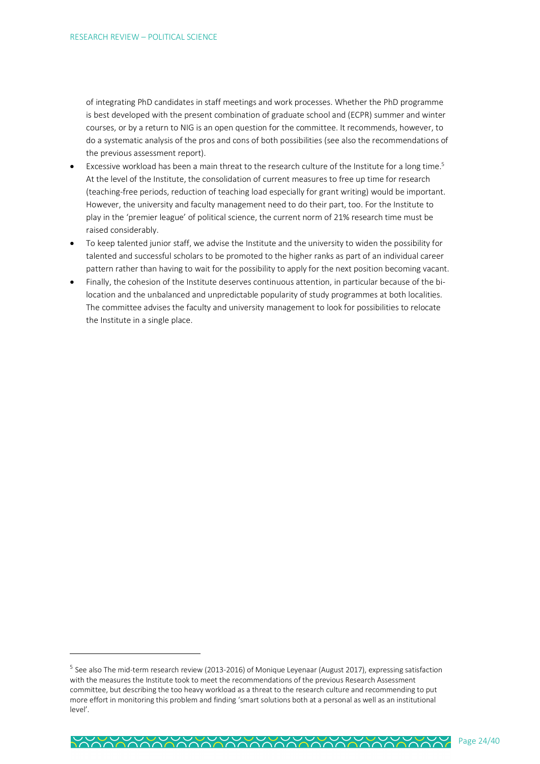of integrating PhD candidates in staff meetings and work processes. Whether the PhD programme is best developed with the present combination of graduate school and (ECPR) summer and winter courses, or by a return to NIG is an open question for the committee. It recommends, however, to do a systematic analysis of the pros and cons of both possibilities (see also the recommendations of the previous assessment report).

- Excessive workload has been a main threat to the research culture of the Institute for a long time.[5] At the level of the Institute, the consolidation of current measures to free up time for research (teaching-free periods, reduction of teaching load especially for grant writing) would be important. However, the university and faculty management need to do their part, too. For the Institute to play in the 'premier league' of political science, the current norm of 21% research time must be raised considerably.
- To keep talented junior staff, we advise the Institute and the university to widen the possibility for talented and successful scholars to be promoted to the higher ranks as part of an individual career pattern rather than having to wait for the possibility to apply for the next position becoming vacant.
- Finally, the cohesion of the Institute deserves continuous attention, in particular because of the bi-location and the unbalanced and unpredictable popularity of study programmes at both localities. The committee advises the faculty and university management to look for possibilities to relocate the Institute in a single place.

---

[5] See also The mid-term research review (2013-2016) of Monique Leyenaar (August 2017), expressing satisfaction with the measures the Institute took to meet the recommendations of the previous Research Assessment committee, but describing the too heavy workload as a threat to the research culture and recommending to put more effort in monitoring this problem and finding 'smart solutions both at a personal as well as an institutional level'.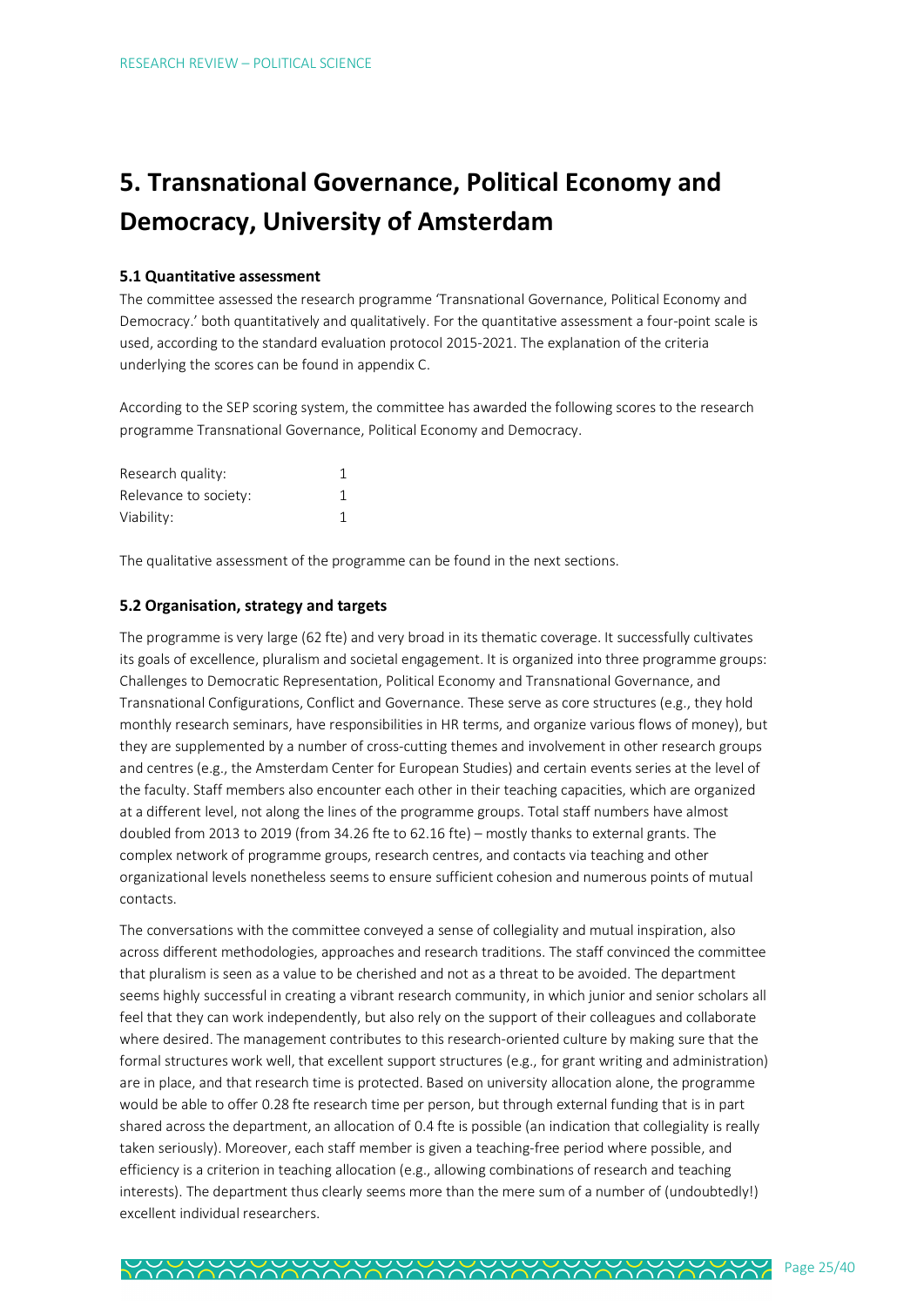# 5. Transnational Governance, Political Economy and Democracy, University of Amsterdam

### 5.1 Quantitative assessment

The committee assessed the research programme 'Transnational Governance, Political Economy and Democracy.' both quantitatively and qualitatively. For the quantitative assessment a four-point scale is used, according to the standard evaluation protocol 2015-2021. The explanation of the criteria underlying the scores can be found in appendix C.

According to the SEP scoring system, the committee has awarded the following scores to the research programme Transnational Governance, Political Economy and Democracy.

| | |
|---|---|
| Research quality: | 1 |
| Relevance to society: | 1 |
| Viability: | 1 |

The qualitative assessment of the programme can be found in the next sections.

### 5.2 Organisation, strategy and targets

The programme is very large (62 fte) and very broad in its thematic coverage. It successfully cultivates its goals of excellence, pluralism and societal engagement. It is organized into three programme groups: Challenges to Democratic Representation, Political Economy and Transnational Governance, and Transnational Configurations, Conflict and Governance. These serve as core structures (e.g., they hold monthly research seminars, have responsibilities in HR terms, and organize various flows of money), but they are supplemented by a number of cross-cutting themes and involvement in other research groups and centres (e.g., the Amsterdam Center for European Studies) and certain events series at the level of the faculty. Staff members also encounter each other in their teaching capacities, which are organized at a different level, not along the lines of the programme groups. Total staff numbers have almost doubled from 2013 to 2019 (from 34.26 fte to 62.16 fte) – mostly thanks to external grants. The complex network of programme groups, research centres, and contacts via teaching and other organizational levels nonetheless seems to ensure sufficient cohesion and numerous points of mutual contacts.

The conversations with the committee conveyed a sense of collegiality and mutual inspiration, also across different methodologies, approaches and research traditions. The staff convinced the committee that pluralism is seen as a value to be cherished and not as a threat to be avoided. The department seems highly successful in creating a vibrant research community, in which junior and senior scholars all feel that they can work independently, but also rely on the support of their colleagues and collaborate where desired. The management contributes to this research-oriented culture by making sure that the formal structures work well, that excellent support structures (e.g., for grant writing and administration) are in place, and that research time is protected. Based on university allocation alone, the programme would be able to offer 0.28 fte research time per person, but through external funding that is in part shared across the department, an allocation of 0.4 fte is possible (an indication that collegiality is really taken seriously). Moreover, each staff member is given a teaching-free period where possible, and efficiency is a criterion in teaching allocation (e.g., allowing combinations of research and teaching interests). The department thus clearly seems more than the mere sum of a number of (undoubtedly!) excellent individual researchers.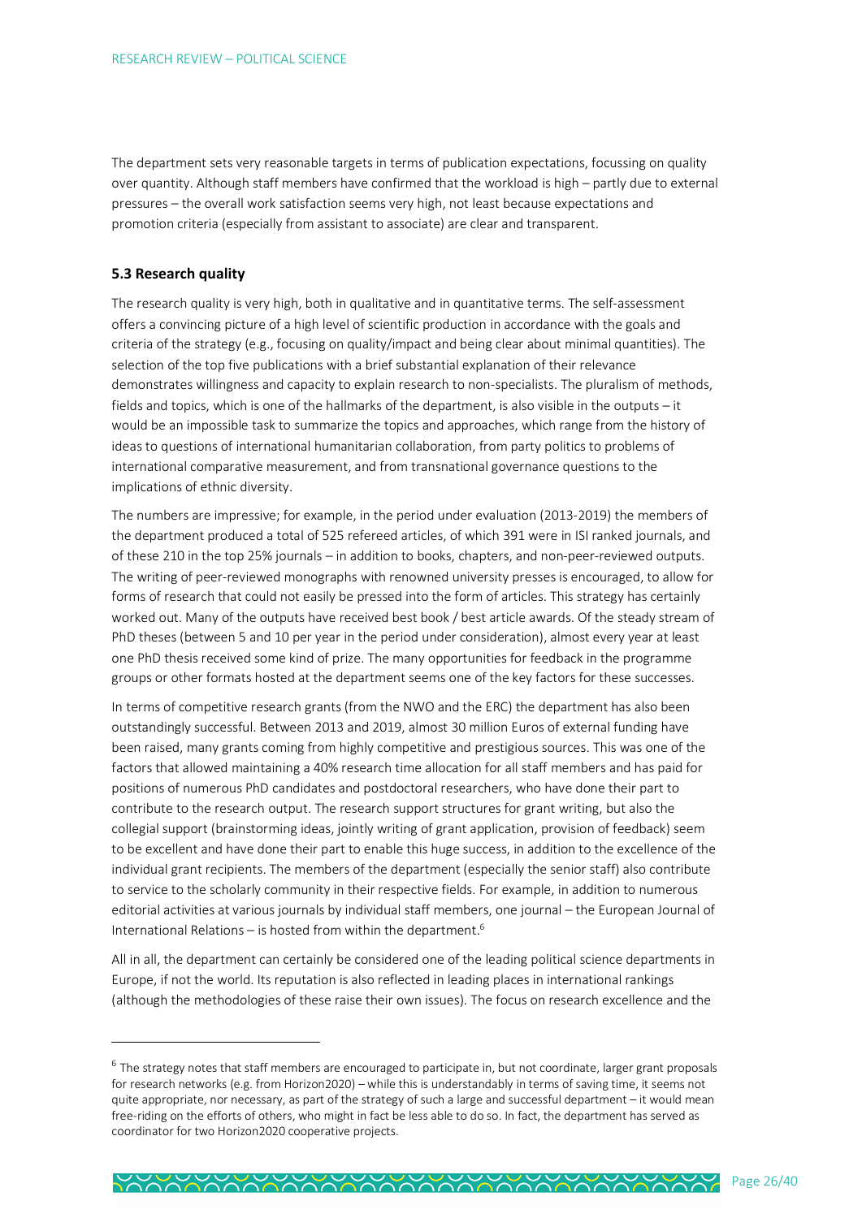The department sets very reasonable targets in terms of publication expectations, focussing on quality over quantity. Although staff members have confirmed that the workload is high – partly due to external pressures – the overall work satisfaction seems very high, not least because expectations and promotion criteria (especially from assistant to associate) are clear and transparent.

### 5.3 Research quality

The research quality is very high, both in qualitative and in quantitative terms. The self-assessment offers a convincing picture of a high level of scientific production in accordance with the goals and criteria of the strategy (e.g., focusing on quality/impact and being clear about minimal quantities). The selection of the top five publications with a brief substantial explanation of their relevance demonstrates willingness and capacity to explain research to non-specialists. The pluralism of methods, fields and topics, which is one of the hallmarks of the department, is also visible in the outputs – it would be an impossible task to summarize the topics and approaches, which range from the history of ideas to questions of international humanitarian collaboration, from party politics to problems of international comparative measurement, and from transnational governance questions to the implications of ethnic diversity.

The numbers are impressive; for example, in the period under evaluation (2013-2019) the members of the department produced a total of 525 refereed articles, of which 391 were in ISI ranked journals, and of these 210 in the top 25% journals – in addition to books, chapters, and non-peer-reviewed outputs. The writing of peer-reviewed monographs with renowned university presses is encouraged, to allow for forms of research that could not easily be pressed into the form of articles. This strategy has certainly worked out. Many of the outputs have received best book / best article awards. Of the steady stream of PhD theses (between 5 and 10 per year in the period under consideration), almost every year at least one PhD thesis received some kind of prize. The many opportunities for feedback in the programme groups or other formats hosted at the department seems one of the key factors for these successes.

In terms of competitive research grants (from the NWO and the ERC) the department has also been outstandingly successful. Between 2013 and 2019, almost 30 million Euros of external funding have been raised, many grants coming from highly competitive and prestigious sources. This was one of the factors that allowed maintaining a 40% research time allocation for all staff members and has paid for positions of numerous PhD candidates and postdoctoral researchers, who have done their part to contribute to the research output. The research support structures for grant writing, but also the collegial support (brainstorming ideas, jointly writing of grant application, provision of feedback) seem to be excellent and have done their part to enable this huge success, in addition to the excellence of the individual grant recipients. The members of the department (especially the senior staff) also contribute to service to the scholarly community in their respective fields. For example, in addition to numerous editorial activities at various journals by individual staff members, one journal – the European Journal of International Relations – is hosted from within the department.[6]

All in all, the department can certainly be considered one of the leading political science departments in Europe, if not the world. Its reputation is also reflected in leading places in international rankings (although the methodologies of these raise their own issues). The focus on research excellence and the

[6] The strategy notes that staff members are encouraged to participate in, but not coordinate, larger grant proposals for research networks (e.g. from Horizon2020) – while this is understandably in terms of saving time, it seems not quite appropriate, nor necessary, as part of the strategy of such a large and successful department – it would mean free-riding on the efforts of others, who might in fact be less able to do so. In fact, the department has served as coordinator for two Horizon2020 cooperative projects.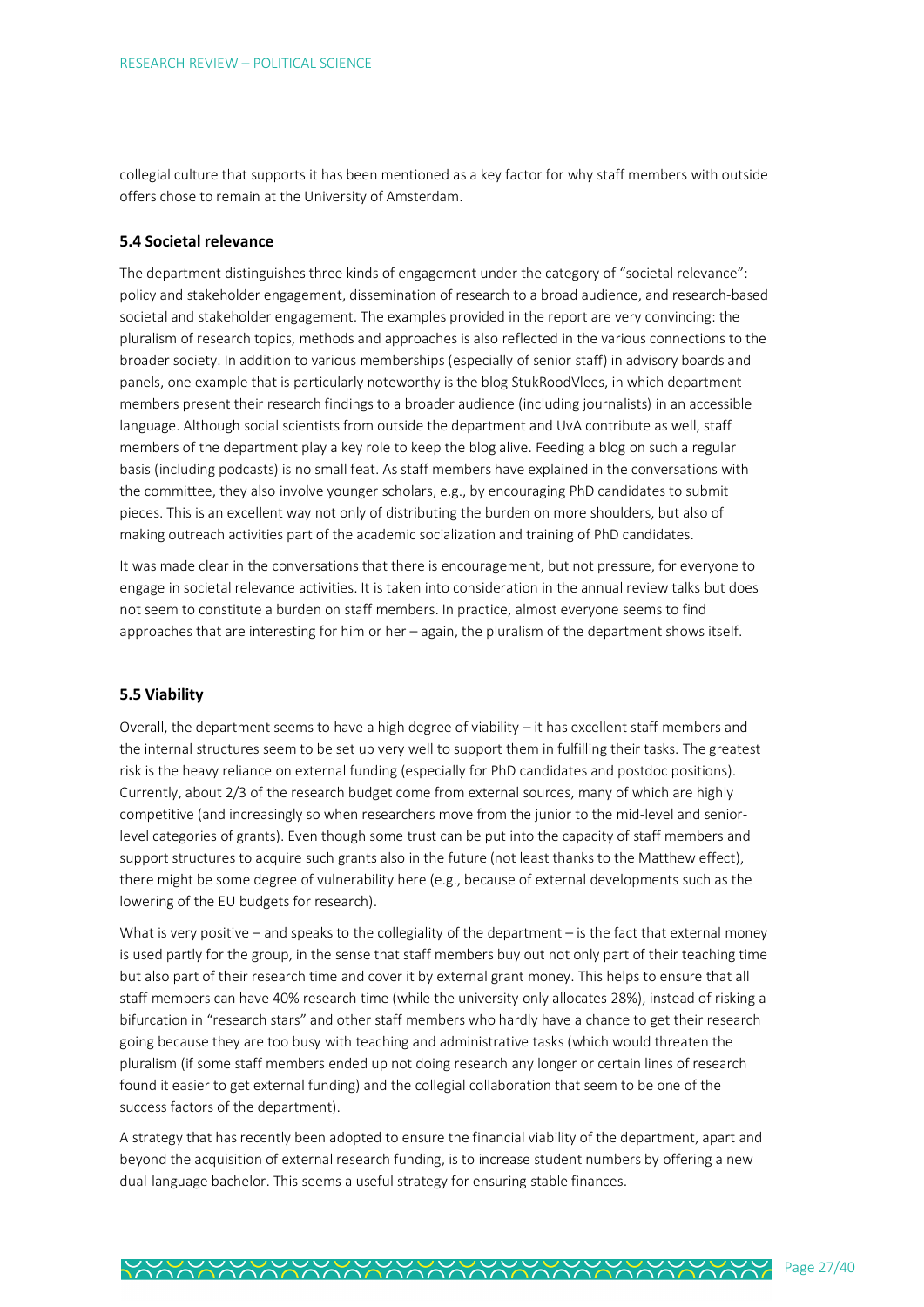collegial culture that supports it has been mentioned as a key factor for why staff members with outside offers chose to remain at the University of Amsterdam.

### 5.4 Societal relevance

The department distinguishes three kinds of engagement under the category of "societal relevance": policy and stakeholder engagement, dissemination of research to a broad audience, and research-based societal and stakeholder engagement. The examples provided in the report are very convincing: the pluralism of research topics, methods and approaches is also reflected in the various connections to the broader society. In addition to various memberships (especially of senior staff) in advisory boards and panels, one example that is particularly noteworthy is the blog StukRoodVlees, in which department members present their research findings to a broader audience (including journalists) in an accessible language. Although social scientists from outside the department and UvA contribute as well, staff members of the department play a key role to keep the blog alive. Feeding a blog on such a regular basis (including podcasts) is no small feat. As staff members have explained in the conversations with the committee, they also involve younger scholars, e.g., by encouraging PhD candidates to submit pieces. This is an excellent way not only of distributing the burden on more shoulders, but also of making outreach activities part of the academic socialization and training of PhD candidates.

It was made clear in the conversations that there is encouragement, but not pressure, for everyone to engage in societal relevance activities. It is taken into consideration in the annual review talks but does not seem to constitute a burden on staff members. In practice, almost everyone seems to find approaches that are interesting for him or her – again, the pluralism of the department shows itself.

### 5.5 Viability

Overall, the department seems to have a high degree of viability – it has excellent staff members and the internal structures seem to be set up very well to support them in fulfilling their tasks. The greatest risk is the heavy reliance on external funding (especially for PhD candidates and postdoc positions). Currently, about 2/3 of the research budget come from external sources, many of which are highly competitive (and increasingly so when researchers move from the junior to the mid-level and senior-level categories of grants). Even though some trust can be put into the capacity of staff members and support structures to acquire such grants also in the future (not least thanks to the Matthew effect), there might be some degree of vulnerability here (e.g., because of external developments such as the lowering of the EU budgets for research).

What is very positive – and speaks to the collegiality of the department – is the fact that external money is used partly for the group, in the sense that staff members buy out not only part of their teaching time but also part of their research time and cover it by external grant money. This helps to ensure that all staff members can have 40% research time (while the university only allocates 28%), instead of risking a bifurcation in "research stars" and other staff members who hardly have a chance to get their research going because they are too busy with teaching and administrative tasks (which would threaten the pluralism (if some staff members ended up not doing research any longer or certain lines of research found it easier to get external funding) and the collegial collaboration that seem to be one of the success factors of the department).

A strategy that has recently been adopted to ensure the financial viability of the department, apart and beyond the acquisition of external research funding, is to increase student numbers by offering a new dual-language bachelor. This seems a useful strategy for ensuring stable finances.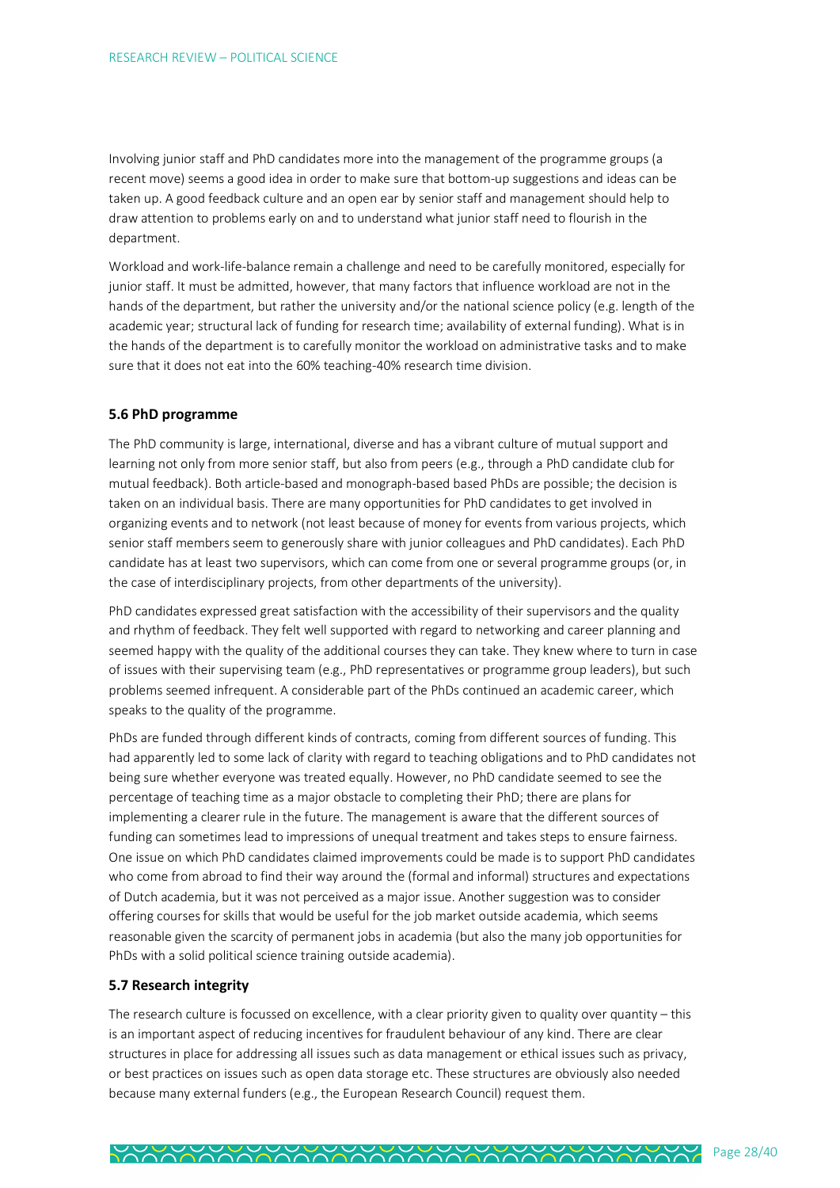Involving junior staff and PhD candidates more into the management of the programme groups (a recent move) seems a good idea in order to make sure that bottom-up suggestions and ideas can be taken up. A good feedback culture and an open ear by senior staff and management should help to draw attention to problems early on and to understand what junior staff need to flourish in the department.

Workload and work-life-balance remain a challenge and need to be carefully monitored, especially for junior staff. It must be admitted, however, that many factors that influence workload are not in the hands of the department, but rather the university and/or the national science policy (e.g. length of the academic year; structural lack of funding for research time; availability of external funding). What is in the hands of the department is to carefully monitor the workload on administrative tasks and to make sure that it does not eat into the 60% teaching-40% research time division.

### 5.6 PhD programme

The PhD community is large, international, diverse and has a vibrant culture of mutual support and learning not only from more senior staff, but also from peers (e.g., through a PhD candidate club for mutual feedback). Both article-based and monograph-based based PhDs are possible; the decision is taken on an individual basis. There are many opportunities for PhD candidates to get involved in organizing events and to network (not least because of money for events from various projects, which senior staff members seem to generously share with junior colleagues and PhD candidates). Each PhD candidate has at least two supervisors, which can come from one or several programme groups (or, in the case of interdisciplinary projects, from other departments of the university).

PhD candidates expressed great satisfaction with the accessibility of their supervisors and the quality and rhythm of feedback. They felt well supported with regard to networking and career planning and seemed happy with the quality of the additional courses they can take. They knew where to turn in case of issues with their supervising team (e.g., PhD representatives or programme group leaders), but such problems seemed infrequent. A considerable part of the PhDs continued an academic career, which speaks to the quality of the programme.

PhDs are funded through different kinds of contracts, coming from different sources of funding. This had apparently led to some lack of clarity with regard to teaching obligations and to PhD candidates not being sure whether everyone was treated equally. However, no PhD candidate seemed to see the percentage of teaching time as a major obstacle to completing their PhD; there are plans for implementing a clearer rule in the future. The management is aware that the different sources of funding can sometimes lead to impressions of unequal treatment and takes steps to ensure fairness. One issue on which PhD candidates claimed improvements could be made is to support PhD candidates who come from abroad to find their way around the (formal and informal) structures and expectations of Dutch academia, but it was not perceived as a major issue. Another suggestion was to consider offering courses for skills that would be useful for the job market outside academia, which seems reasonable given the scarcity of permanent jobs in academia (but also the many job opportunities for PhDs with a solid political science training outside academia).

### 5.7 Research integrity

The research culture is focussed on excellence, with a clear priority given to quality over quantity – this is an important aspect of reducing incentives for fraudulent behaviour of any kind. There are clear structures in place for addressing all issues such as data management or ethical issues such as privacy, or best practices on issues such as open data storage etc. These structures are obviously also needed because many external funders (e.g., the European Research Council) request them.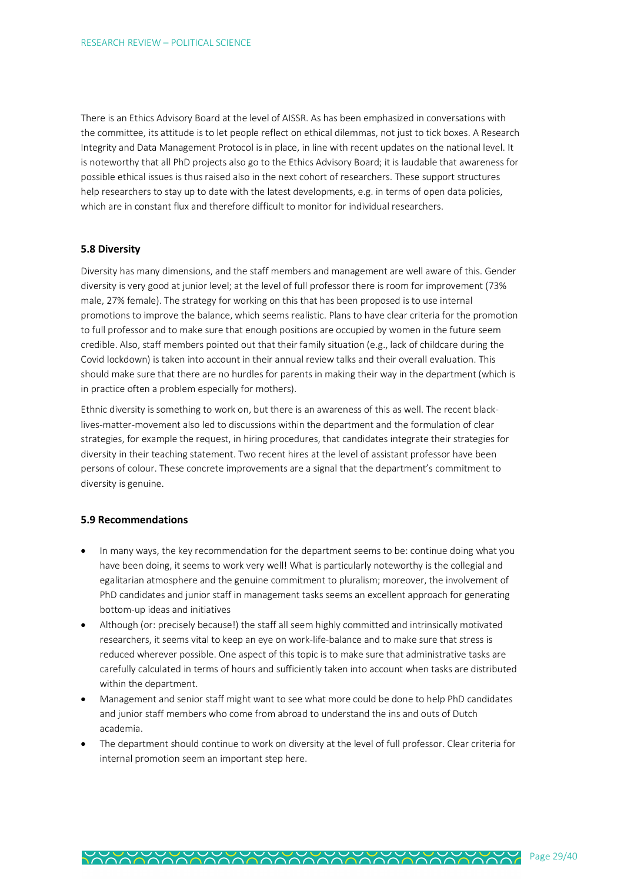There is an Ethics Advisory Board at the level of AISSR. As has been emphasized in conversations with the committee, its attitude is to let people reflect on ethical dilemmas, not just to tick boxes. A Research Integrity and Data Management Protocol is in place, in line with recent updates on the national level. It is noteworthy that all PhD projects also go to the Ethics Advisory Board; it is laudable that awareness for possible ethical issues is thus raised also in the next cohort of researchers. These support structures help researchers to stay up to date with the latest developments, e.g. in terms of open data policies, which are in constant flux and therefore difficult to monitor for individual researchers.

### 5.8 Diversity

Diversity has many dimensions, and the staff members and management are well aware of this. Gender diversity is very good at junior level; at the level of full professor there is room for improvement (73% male, 27% female). The strategy for working on this that has been proposed is to use internal promotions to improve the balance, which seems realistic. Plans to have clear criteria for the promotion to full professor and to make sure that enough positions are occupied by women in the future seem credible. Also, staff members pointed out that their family situation (e.g., lack of childcare during the Covid lockdown) is taken into account in their annual review talks and their overall evaluation. This should make sure that there are no hurdles for parents in making their way in the department (which is in practice often a problem especially for mothers).

Ethnic diversity is something to work on, but there is an awareness of this as well. The recent black-lives-matter-movement also led to discussions within the department and the formulation of clear strategies, for example the request, in hiring procedures, that candidates integrate their strategies for diversity in their teaching statement. Two recent hires at the level of assistant professor have been persons of colour. These concrete improvements are a signal that the department's commitment to diversity is genuine.

### 5.9 Recommendations

- In many ways, the key recommendation for the department seems to be: continue doing what you have been doing, it seems to work very well! What is particularly noteworthy is the collegial and egalitarian atmosphere and the genuine commitment to pluralism; moreover, the involvement of PhD candidates and junior staff in management tasks seems an excellent approach for generating bottom-up ideas and initiatives
- Although (or: precisely because!) the staff all seem highly committed and intrinsically motivated researchers, it seems vital to keep an eye on work-life-balance and to make sure that stress is reduced wherever possible. One aspect of this topic is to make sure that administrative tasks are carefully calculated in terms of hours and sufficiently taken into account when tasks are distributed within the department.
- Management and senior staff might want to see what more could be done to help PhD candidates and junior staff members who come from abroad to understand the ins and outs of Dutch academia.
- The department should continue to work on diversity at the level of full professor. Clear criteria for internal promotion seem an important step here.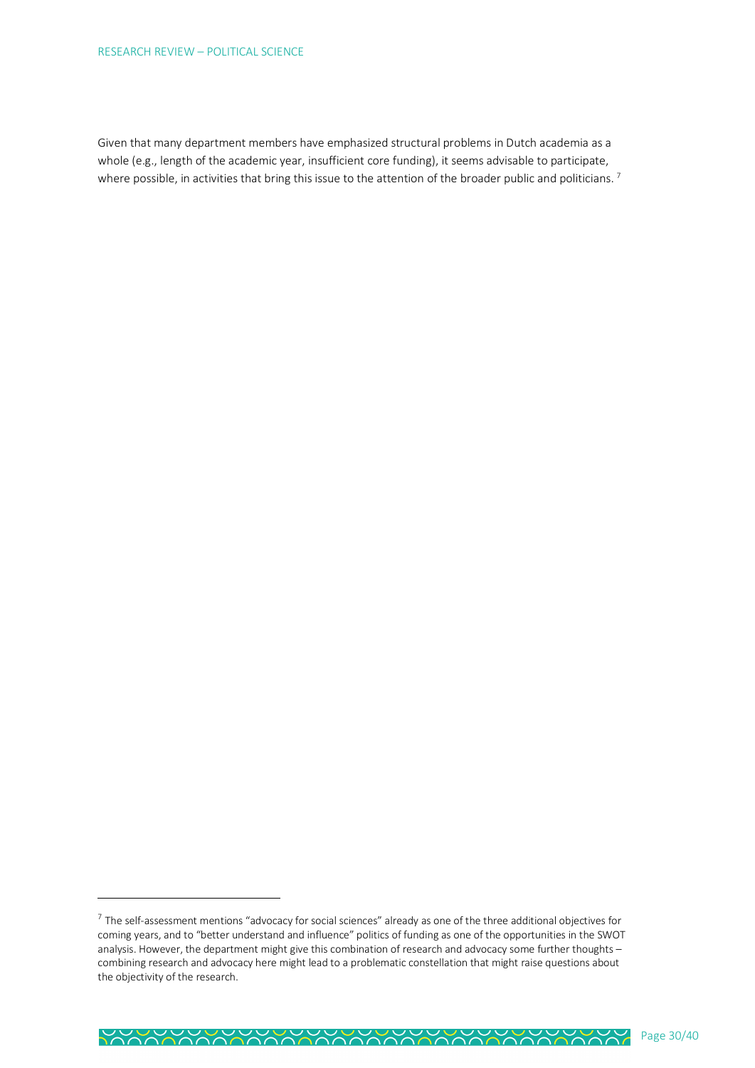Given that many department members have emphasized structural problems in Dutch academia as a whole (e.g., length of the academic year, insufficient core funding), it seems advisable to participate, where possible, in activities that bring this issue to the attention of the broader public and politicians. [7]

---

[7] The self-assessment mentions "advocacy for social sciences" already as one of the three additional objectives for coming years, and to "better understand and influence" politics of funding as one of the opportunities in the SWOT analysis. However, the department might give this combination of research and advocacy some further thoughts – combining research and advocacy here might lead to a problematic constellation that might raise questions about the objectivity of the research.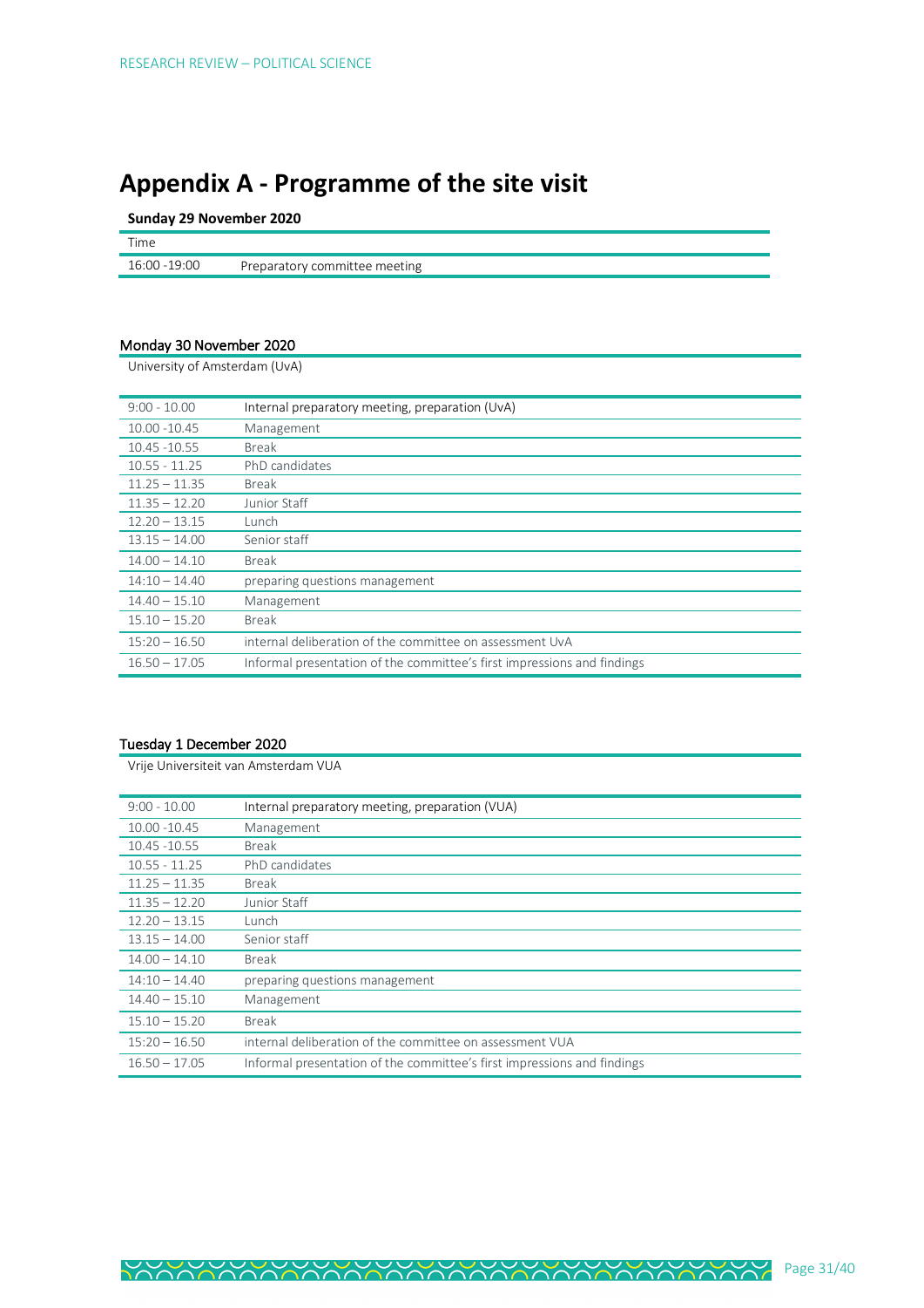# Appendix A - Programme of the site visit

**Sunday 29 November 2020**

| Time | |
|---|---|
| 16:00 -19:00 | Preparatory committee meeting |

**Monday 30 November 2020**

University of Amsterdam (UvA)

| | |
|---|---|
| 9:00 - 10.00 | Internal preparatory meeting, preparation (UvA) |
| 10.00 -10.45 | Management |
| 10.45 -10.55 | Break |
| 10.55 - 11.25 | PhD candidates |
| 11.25 – 11.35 | Break |
| 11.35 – 12.20 | Junior Staff |
| 12.20 – 13.15 | Lunch |
| 13.15 – 14.00 | Senior staff |
| 14.00 – 14.10 | Break |
| 14:10 – 14.40 | preparing questions management |
| 14.40 – 15.10 | Management |
| 15.10 – 15.20 | Break |
| 15:20 – 16.50 | internal deliberation of the committee on assessment UvA |
| 16.50 – 17.05 | Informal presentation of the committee's first impressions and findings |

**Tuesday 1 December 2020**

Vrije Universiteit van Amsterdam VUA

| | |
|---|---|
| 9:00 - 10.00 | Internal preparatory meeting, preparation (VUA) |
| 10.00 -10.45 | Management |
| 10.45 -10.55 | Break |
| 10.55 - 11.25 | PhD candidates |
| 11.25 – 11.35 | Break |
| 11.35 – 12.20 | Junior Staff |
| 12.20 – 13.15 | Lunch |
| 13.15 – 14.00 | Senior staff |
| 14.00 – 14.10 | Break |
| 14:10 – 14.40 | preparing questions management |
| 14.40 – 15.10 | Management |
| 15.10 – 15.20 | Break |
| 15:20 – 16.50 | internal deliberation of the committee on assessment VUA |
| 16.50 – 17.05 | Informal presentation of the committee's first impressions and findings |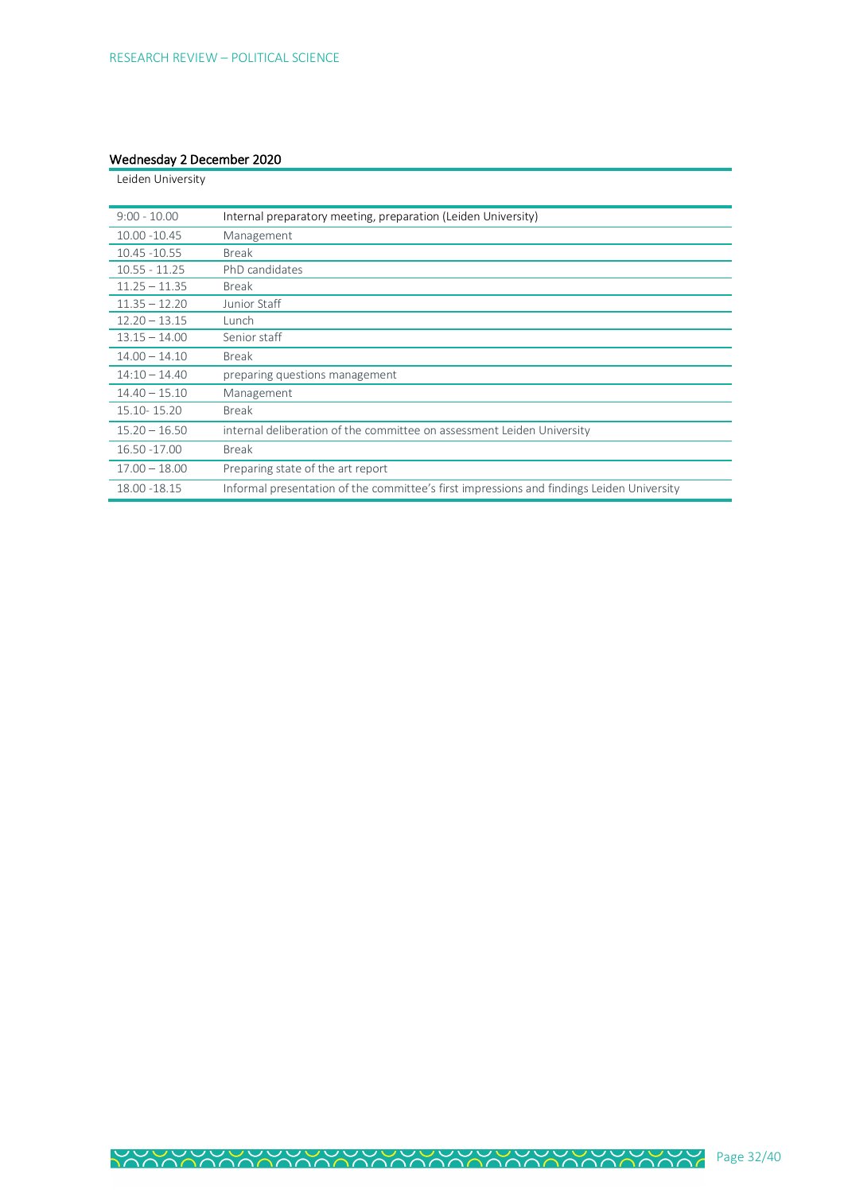#### Wednesday 2 December 2020

Leiden University

| | |
|---|---|
| 9:00 - 10.00 | Internal preparatory meeting, preparation (Leiden University) |
| 10.00 -10.45 | Management |
| 10.45 -10.55 | Break |
| 10.55 - 11.25 | PhD candidates |
| 11.25 – 11.35 | Break |
| 11.35 – 12.20 | Junior Staff |
| 12.20 – 13.15 | Lunch |
| 13.15 – 14.00 | Senior staff |
| 14.00 – 14.10 | Break |
| 14:10 – 14.40 | preparing questions management |
| 14.40 – 15.10 | Management |
| 15.10- 15.20 | Break |
| 15.20 – 16.50 | internal deliberation of the committee on assessment Leiden University |
| 16.50 -17.00 | Break |
| 17.00 – 18.00 | Preparing state of the art report |
| 18.00 -18.15 | Informal presentation of the committee's first impressions and findings Leiden University |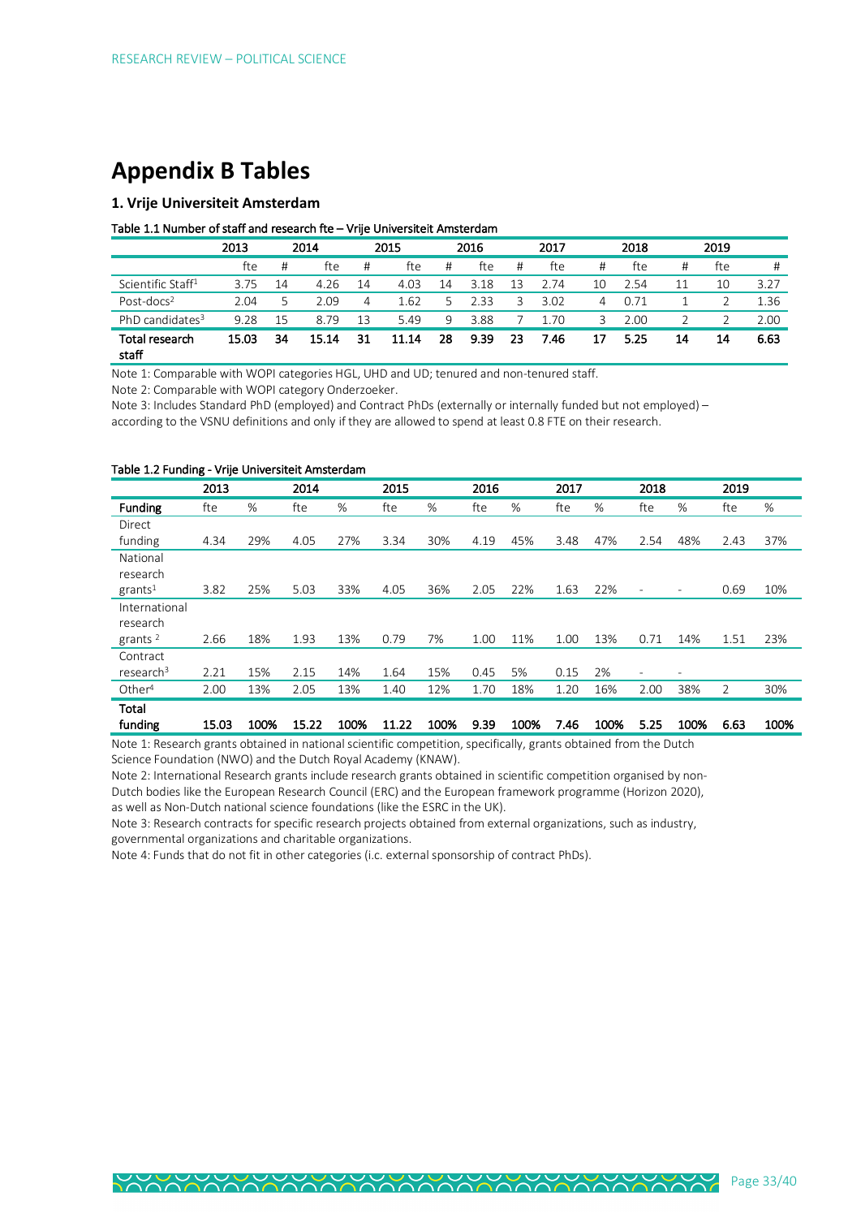# Appendix B Tables

## 1. Vrije Universiteit Amsterdam

**Table 1.1 Number of staff and research fte – Vrije Universiteit Amsterdam**

| | 2013 | | 2014 | | 2015 | | 2016 | | 2017 | | 2018 | | 2019 | |
|---|---|---|---|---|---|---|---|---|---|---|---|---|---|---|
| | fte | # | fte | # | fte | # | fte | # | fte | # | fte | # | fte | # |
| Scientific Staff[1] | 3.75 | 14 | 4.26 | 14 | 4.03 | 14 | 3.18 | 13 | 2.74 | 10 | 2.54 | 11 | 10 | 3.27 |
| Post-docs[2] | 2.04 | 5 | 2.09 | 4 | 1.62 | 5 | 2.33 | 3 | 3.02 | 4 | 0.71 | 1 | 2 | 1.36 |
| PhD candidates[3] | 9.28 | 15 | 8.79 | 13 | 5.49 | 9 | 3.88 | 7 | 1.70 | 3 | 2.00 | 2 | 2 | 2.00 |
| **Total research staff** | **15.03** | **34** | **15.14** | **31** | **11.14** | **28** | **9.39** | **23** | **7.46** | **17** | **5.25** | **14** | **14** | **6.63** |

Note 1: Comparable with WOPI categories HGL, UHD and UD; tenured and non-tenured staff.

Note 2: Comparable with WOPI category Onderzoeker.

Note 3: Includes Standard PhD (employed) and Contract PhDs (externally or internally funded but not employed) – according to the VSNU definitions and only if they are allowed to spend at least 0.8 FTE on their research.

**Table 1.2 Funding - Vrije Universiteit Amsterdam**

| | 2013 | | 2014 | | 2015 | | 2016 | | 2017 | | 2018 | | 2019 | |
|---|---|---|---|---|---|---|---|---|---|---|---|---|---|---|
| **Funding** | fte | % | fte | % | fte | % | fte | % | fte | % | fte | % | fte | % |
| Direct funding | 4.34 | 29% | 4.05 | 27% | 3.34 | 30% | 4.19 | 45% | 3.48 | 47% | 2.54 | 48% | 2.43 | 37% |
| National research grants[1] | 3.82 | 25% | 5.03 | 33% | 4.05 | 36% | 2.05 | 22% | 1.63 | 22% | - | - | 0.69 | 10% |
| International research grants [2] | 2.66 | 18% | 1.93 | 13% | 0.79 | 7% | 1.00 | 11% | 1.00 | 13% | 0.71 | 14% | 1.51 | 23% |
| Contract research[3] | 2.21 | 15% | 2.15 | 14% | 1.64 | 15% | 0.45 | 5% | 0.15 | 2% | - | - | | |
| Other[4] | 2.00 | 13% | 2.05 | 13% | 1.40 | 12% | 1.70 | 18% | 1.20 | 16% | 2.00 | 38% | 2 | 30% |
| **Total funding** | **15.03** | **100%** | **15.22** | **100%** | **11.22** | **100%** | **9.39** | **100%** | **7.46** | **100%** | **5.25** | **100%** | **6.63** | **100%** |

Note 1: Research grants obtained in national scientific competition, specifically, grants obtained from the Dutch Science Foundation (NWO) and the Dutch Royal Academy (KNAW).

Note 2: International Research grants include research grants obtained in scientific competition organised by non-Dutch bodies like the European Research Council (ERC) and the European framework programme (Horizon 2020), as well as Non-Dutch national science foundations (like the ESRC in the UK).

Note 3: Research contracts for specific research projects obtained from external organizations, such as industry, governmental organizations and charitable organizations.

Note 4: Funds that do not fit in other categories (i.e. external sponsorship of contract PhDs).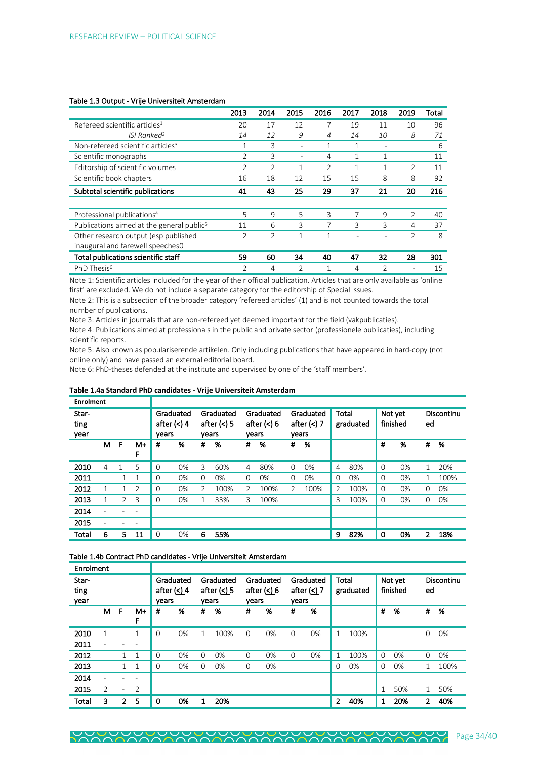**Table 1.3 Output - Vrije Universiteit Amsterdam**

| | 2013 | 2014 | 2015 | 2016 | 2017 | 2018 | 2019 | Total |
|---|---|---|---|---|---|---|---|---|
| Refereed scientific articles[1] | 20 | 17 | 12 | 7 | 19 | 11 | 10 | 96 |
| *ISI Ranked[2]* | *14* | *12* | *9* | *4* | *14* | *10* | *8* | *71* |
| Non-refereed scientific articles[3] | 1 | 3 | - | 1 | 1 | - | | 6 |
| Scientific monographs | 2 | 3 | - | 4 | 1 | 1 | | 11 |
| Editorship of scientific volumes | 2 | 2 | 1 | 2 | 1 | 1 | 2 | 11 |
| Scientific book chapters | 16 | 18 | 12 | 15 | 15 | 8 | 8 | 92 |
| **Subtotal scientific publications** | **41** | **43** | **25** | **29** | **37** | **21** | **20** | **216** |
| | | | | | | | | |
| Professional publications[4] | 5 | 9 | 5 | 3 | 7 | 9 | 2 | 40 |
| Publications aimed at the general public[5] | 11 | 6 | 3 | 7 | 3 | 3 | 4 | 37 |
| Other research output (esp published inaugural and farewell speeches0 | 2 | 2 | 1 | 1 | - | - | 2 | 8 |
| **Total publications scientific staff** | **59** | **60** | **34** | **40** | **47** | **32** | **28** | **301** |
| PhD Thesis[6] | 2 | 4 | 2 | 1 | 4 | 2 | - | 15 |

Note 1: Scientific articles included for the year of their official publication. Articles that are only available as 'online first' are excluded. We do not include a separate category for the editorship of Special Issues.
Note 2: This is a subsection of the broader category 'refereed articles' (1) and is not counted towards the total number of publications.
Note 3: Articles in journals that are non-refereed yet deemed important for the field (vakpublicaties).
Note 4: Publications aimed at professionals in the public and private sector (professionele publicaties), including scientific reports.
Note 5: Also known as populariserende artikelen. Only including publications that have appeared in hard-copy (not online only) and have passed an external editorial board.
Note 6: PhD-theses defended at the institute and supervised by one of the 'staff members'.

**Table 1.4a Standard PhD candidates - Vrije Universiteit Amsterdam**

| Enrolment | | | | | | | | | | | | | | | | | | |
|---|---|---|---|---|---|---|---|---|---|---|---|---|---|---|---|---|---|---|
| Star-ting year | | | | Graduated after (<) 4 years | | Graduated after (<) 5 years | | Graduated after (<) 6 years | | Graduated after (<) 7 years | | Total graduated | | Not yet finished | | Discontinu ed | |
| | M | F | M+F | # | % | # | % | # | % | # | % | | | # | % | # | % |
| **2010** | 4 | 1 | 5 | 0 | 0% | 3 | 60% | 4 | 80% | 0 | 0% | 4 | 80% | 0 | 0% | 1 | 20% |
| **2011** | | 1 | 1 | 0 | 0% | 0 | 0% | 0 | 0% | 0 | 0% | 0 | 0% | 0 | 0% | 1 | 100% |
| **2012** | 1 | 1 | 2 | 0 | 0% | 2 | 100% | 2 | 100% | 2 | 100% | 2 | 100% | 0 | 0% | 0 | 0% |
| **2013** | 1 | 2 | 3 | 0 | 0% | 1 | 33% | 3 | 100% | | | 3 | 100% | 0 | 0% | 0 | 0% |
| **2014** | - | - | - | | | | | | | | | | | | | | |
| **2015** | - | - | - | | | | | | | | | | | | | | |
| **Total** | **6** | **5** | **11** | 0 | 0% | **6** | **55%** | | | | | **9** | **82%** | **0** | **0%** | **2** | **18%** |

**Table 1.4b Contract PhD candidates - Vrije Universiteit Amsterdam**

| Enrolment | | | | | | | | | | | | | | | | | |
|---|---|---|---|---|---|---|---|---|---|---|---|---|---|---|---|---|---|
| Star-ting year | | | | Graduated after (<) 4 years | | Graduated after (<) 5 years | | Graduated after (<) 6 years | | Graduated after (<) 7 years | | Total graduated | | Not yet finished | | Discontinu ed | |
| | M | F | M+F | # | % | # | % | # | % | # | % | | | # | % | # | % |
| **2010** | 1 | | 1 | 0 | 0% | 1 | 100% | 0 | 0% | 0 | 0% | 1 | 100% | | | 0 | 0% |
| **2011** | - | - | - | | | | | | | | | | | | | | |
| **2012** | | 1 | 1 | 0 | 0% | 0 | 0% | 0 | 0% | 0 | 0% | 1 | 100% | 0 | 0% | 0 | 0% |
| **2013** | | 1 | 1 | 0 | 0% | 0 | 0% | 0 | 0% | | | 0 | 0% | 0 | 0% | 1 | 100% |
| **2014** | - | - | - | | | | | | | | | | | | | | |
| **2015** | 2 | - | 2 | | | | | | | | | | | 1 | 50% | 1 | 50% |
| **Total** | **3** | **2** | **5** | **0** | **0%** | **1** | **20%** | | | | | **2** | **40%** | **1** | **20%** | **2** | **40%** |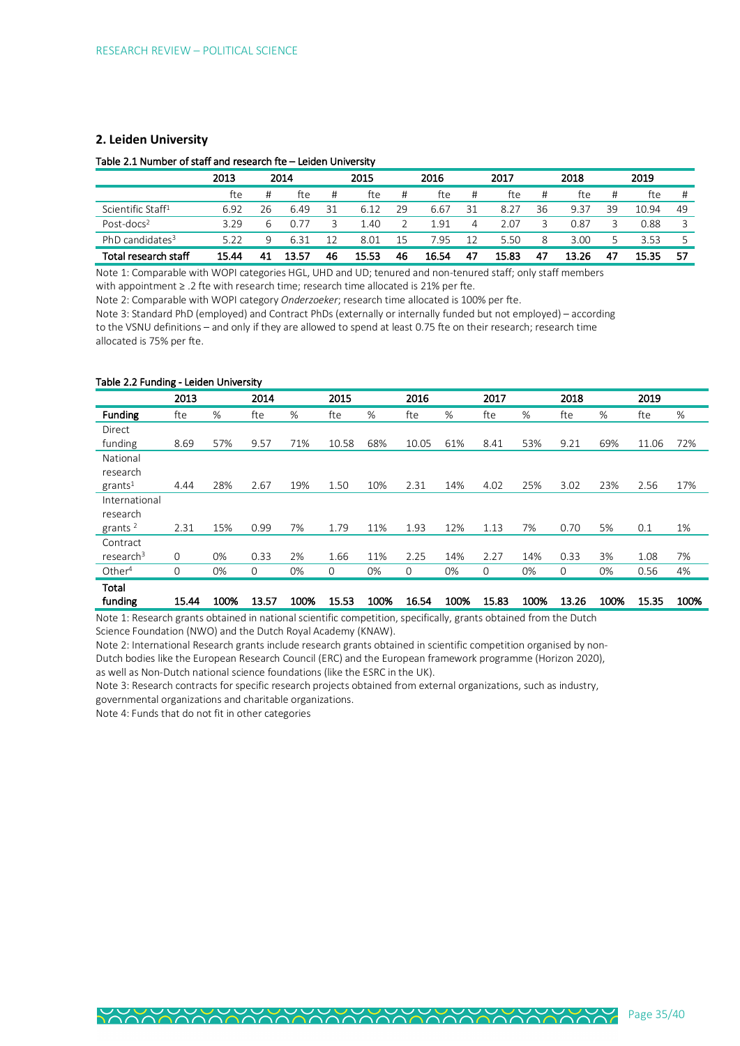## 2. Leiden University

**Table 2.1 Number of staff and research fte – Leiden University**

| | 2013 | | 2014 | | 2015 | | 2016 | | 2017 | | 2018 | | 2019 | |
|---|---|---|---|---|---|---|---|---|---|---|---|---|---|---|
| | fte | # | fte | # | fte | # | fte | # | fte | # | fte | # | fte | # |
| Scientific Staff[1] | 6.92 | 26 | 6.49 | 31 | 6.12 | 29 | 6.67 | 31 | 8.27 | 36 | 9.37 | 39 | 10.94 | 49 |
| Post-docs[2] | 3.29 | 6 | 0.77 | 3 | 1.40 | 2 | 1.91 | 4 | 2.07 | 3 | 0.87 | 3 | 0.88 | 3 |
| PhD candidates[3] | 5.22 | 9 | 6.31 | 12 | 8.01 | 15 | 7.95 | 12 | 5.50 | 8 | 3.00 | 5 | 3.53 | 5 |
| **Total research staff** | **15.44** | **41** | **13.57** | **46** | **15.53** | **46** | **16.54** | **47** | **15.83** | **47** | **13.26** | **47** | **15.35** | **57** |

Note 1: Comparable with WOPI categories HGL, UHD and UD; tenured and non-tenured staff; only staff members with appointment ≥ .2 fte with research time; research time allocated is 21% per fte.
Note 2: Comparable with WOPI category *Onderzoeker*; research time allocated is 100% per fte.
Note 3: Standard PhD (employed) and Contract PhDs (externally or internally funded but not employed) – according to the VSNU definitions – and only if they are allowed to spend at least 0.75 fte on their research; research time allocated is 75% per fte.

**Table 2.2 Funding - Leiden University**

| | 2013 | | 2014 | | 2015 | | 2016 | | 2017 | | 2018 | | 2019 | |
|---|---|---|---|---|---|---|---|---|---|---|---|---|---|---|
| **Funding** | fte | % | fte | % | fte | % | fte | % | fte | % | fte | % | fte | % |
| Direct funding | 8.69 | 57% | 9.57 | 71% | 10.58 | 68% | 10.05 | 61% | 8.41 | 53% | 9.21 | 69% | 11.06 | 72% |
| National research grants[1] | 4.44 | 28% | 2.67 | 19% | 1.50 | 10% | 2.31 | 14% | 4.02 | 25% | 3.02 | 23% | 2.56 | 17% |
| International research grants [2] | 2.31 | 15% | 0.99 | 7% | 1.79 | 11% | 1.93 | 12% | 1.13 | 7% | 0.70 | 5% | 0.1 | 1% |
| Contract research[3] | 0 | 0% | 0.33 | 2% | 1.66 | 11% | 2.25 | 14% | 2.27 | 14% | 0.33 | 3% | 1.08 | 7% |
| Other[4] | 0 | 0% | 0 | 0% | 0 | 0% | 0 | 0% | 0 | 0% | 0 | 0% | 0.56 | 4% |
| **Total funding** | **15.44** | **100%** | **13.57** | **100%** | **15.53** | **100%** | **16.54** | **100%** | **15.83** | **100%** | **13.26** | **100%** | **15.35** | **100%** |

Note 1: Research grants obtained in national scientific competition, specifically, grants obtained from the Dutch Science Foundation (NWO) and the Dutch Royal Academy (KNAW).
Note 2: International Research grants include research grants obtained in scientific competition organised by non-Dutch bodies like the European Research Council (ERC) and the European framework programme (Horizon 2020), as well as Non-Dutch national science foundations (like the ESRC in the UK).
Note 3: Research contracts for specific research projects obtained from external organizations, such as industry, governmental organizations and charitable organizations.
Note 4: Funds that do not fit in other categories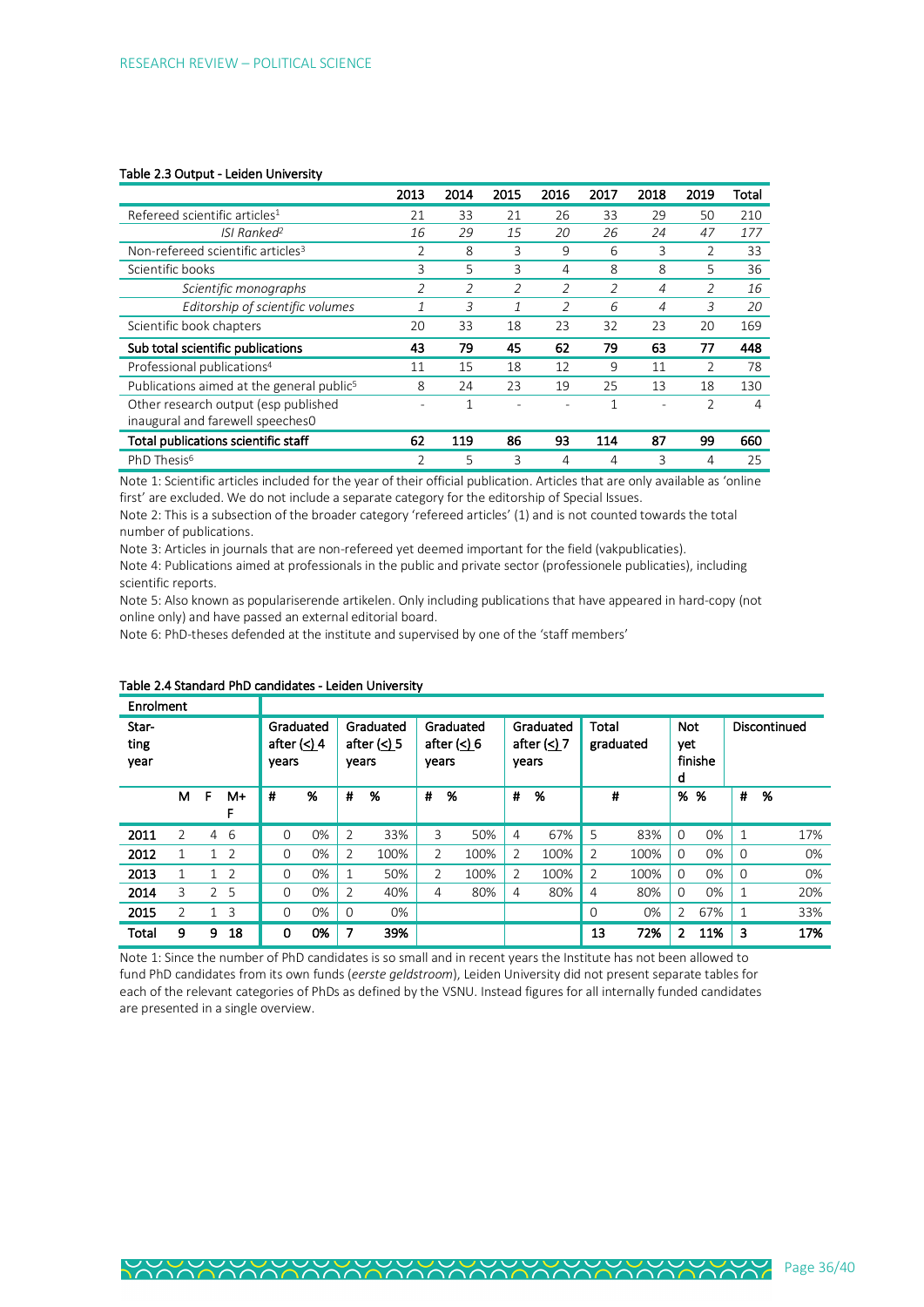**Table 2.3 Output - Leiden University**

| | 2013 | 2014 | 2015 | 2016 | 2017 | 2018 | 2019 | Total |
|---|---|---|---|---|---|---|---|---|
| Refereed scientific articles[1] | 21 | 33 | 21 | 26 | 33 | 29 | 50 | 210 |
| *ISI Ranked[2]* | *16* | *29* | *15* | *20* | *26* | *24* | *47* | *177* |
| Non-refereed scientific articles[3] | 2 | 8 | 3 | 9 | 6 | 3 | 2 | 33 |
| Scientific books | 3 | 5 | 3 | 4 | 8 | 8 | 5 | 36 |
| *Scientific monographs* | *2* | *2* | *2* | *2* | *2* | *4* | *2* | *16* |
| *Editorship of scientific volumes* | *1* | *3* | *1* | *2* | *6* | *4* | *3* | *20* |
| Scientific book chapters | 20 | 33 | 18 | 23 | 32 | 23 | 20 | 169 |
| **Sub total scientific publications** | **43** | **79** | **45** | **62** | **79** | **63** | **77** | **448** |
| Professional publications[4] | 11 | 15 | 18 | 12 | 9 | 11 | 2 | 78 |
| Publications aimed at the general public[5] | 8 | 24 | 23 | 19 | 25 | 13 | 18 | 130 |
| Other research output (esp published inaugural and farewell speeches0 | - | 1 | - | - | 1 | - | 2 | 4 |
| **Total publications scientific staff** | **62** | **119** | **86** | **93** | **114** | **87** | **99** | **660** |
| PhD Thesis[6] | 2 | 5 | 3 | 4 | 4 | 3 | 4 | 25 |

Note 1: Scientific articles included for the year of their official publication. Articles that are only available as 'online first' are excluded. We do not include a separate category for the editorship of Special Issues.
Note 2: This is a subsection of the broader category 'refereed articles' (1) and is not counted towards the total number of publications.
Note 3: Articles in journals that are non-refereed yet deemed important for the field (vakpublicaties).
Note 4: Publications aimed at professionals in the public and private sector (professionele publicaties), including scientific reports.
Note 5: Also known as populariserende artikelen. Only including publications that have appeared in hard-copy (not online only) and have passed an external editorial board.
Note 6: PhD-theses defended at the institute and supervised by one of the 'staff members'

**Table 2.4 Standard PhD candidates - Leiden University**

| Enrolment | | | | | | | | | | | | | | | | | |
|---|---|---|---|---|---|---|---|---|---|---|---|---|---|---|---|---|---|
| Star-ting year | | | | Graduated after (<) 4 years | | Graduated after (<) 5 years | | Graduated after (<) 6 years | | Graduated after (<) 7 years | | Total graduated | | Not yet finished | | Discontinued | |
| | M | F | M+F | # | % | # | % | # | % | # | % | # | | % | % | # | % |
| **2011** | 2 | 4 | 6 | 0 | 0% | 2 | 33% | 3 | 50% | 4 | 67% | 5 | 83% | 0 | 0% | 1 | 17% |
| **2012** | 1 | 1 | 2 | 0 | 0% | 2 | 100% | 2 | 100% | 2 | 100% | 2 | 100% | 0 | 0% | 0 | 0% |
| **2013** | 1 | 1 | 2 | 0 | 0% | 1 | 50% | 2 | 100% | 2 | 100% | 2 | 100% | 0 | 0% | 0 | 0% |
| **2014** | 3 | 2 | 5 | 0 | 0% | 2 | 40% | 4 | 80% | 4 | 80% | 4 | 80% | 0 | 0% | 1 | 20% |
| **2015** | 2 | 1 | 3 | 0 | 0% | 0 | 0% | | | | | 0 | 0% | 2 | 67% | 1 | 33% |
| **Total** | **9** | **9** | **18** | **0** | **0%** | **7** | **39%** | | | | | **13** | **72%** | **2** | **11%** | **3** | **17%** |

Note 1: Since the number of PhD candidates is so small and in recent years the Institute has not been allowed to fund PhD candidates from its own funds (*eerste geldstroom*), Leiden University did not present separate tables for each of the relevant categories of PhDs as defined by the VSNU. Instead figures for all internally funded candidates are presented in a single overview.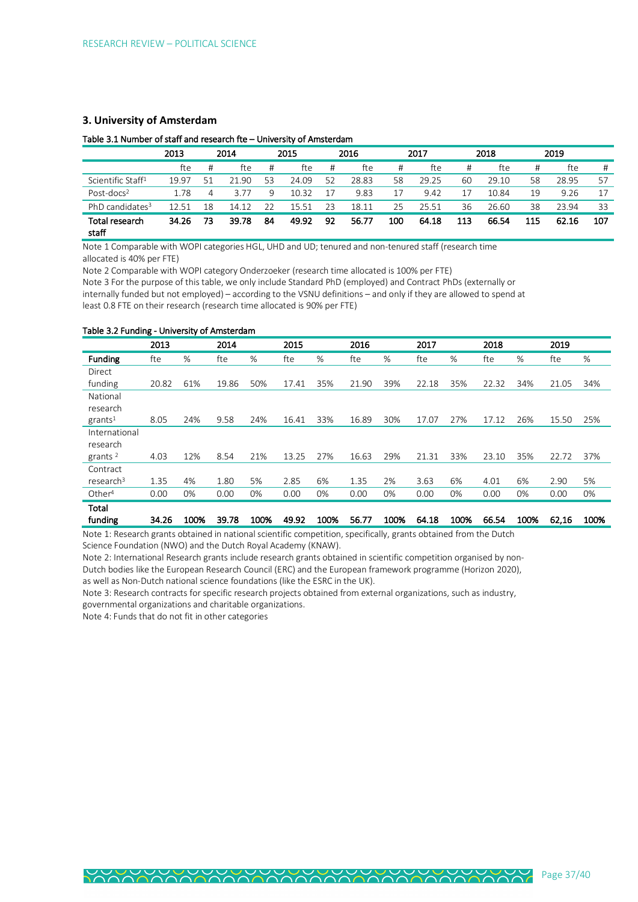## 3. University of Amsterdam

**Table 3.1 Number of staff and research fte – University of Amsterdam**

| | 2013 | | 2014 | | 2015 | | 2016 | | 2017 | | 2018 | | 2019 | |
|---|---|---|---|---|---|---|---|---|---|---|---|---|---|---|
| | fte | # | fte | # | fte | # | fte | # | fte | # | fte | # | fte | # |
| Scientific Staff[1] | 19.97 | 51 | 21.90 | 53 | 24.09 | 52 | 28.83 | 58 | 29.25 | 60 | 29.10 | 58 | 28.95 | 57 |
| Post-docs[2] | 1.78 | 4 | 3.77 | 9 | 10.32 | 17 | 9.83 | 17 | 9.42 | 17 | 10.84 | 19 | 9.26 | 17 |
| PhD candidates[3] | 12.51 | 18 | 14.12 | 22 | 15.51 | 23 | 18.11 | 25 | 25.51 | 36 | 26.60 | 38 | 23.94 | 33 |
| **Total research staff** | **34.26** | **73** | **39.78** | **84** | **49.92** | **92** | **56.77** | **100** | **64.18** | **113** | **66.54** | **115** | **62.16** | **107** |

Note 1 Comparable with WOPI categories HGL, UHD and UD; tenured and non-tenured staff (research time allocated is 40% per FTE)

Note 2 Comparable with WOPI category Onderzoeker (research time allocated is 100% per FTE)

Note 3 For the purpose of this table, we only include Standard PhD (employed) and Contract PhDs (externally or internally funded but not employed) – according to the VSNU definitions – and only if they are allowed to spend at least 0.8 FTE on their research (research time allocated is 90% per FTE)

**Table 3.2 Funding - University of Amsterdam**

| | 2013 | | 2014 | | 2015 | | 2016 | | 2017 | | 2018 | | 2019 | |
|---|---|---|---|---|---|---|---|---|---|---|---|---|---|---|
| **Funding** | fte | % | fte | % | fte | % | fte | % | fte | % | fte | % | fte | % |
| Direct funding | 20.82 | 61% | 19.86 | 50% | 17.41 | 35% | 21.90 | 39% | 22.18 | 35% | 22.32 | 34% | 21.05 | 34% |
| National research grants[1] | 8.05 | 24% | 9.58 | 24% | 16.41 | 33% | 16.89 | 30% | 17.07 | 27% | 17.12 | 26% | 15.50 | 25% |
| International research grants [2] | 4.03 | 12% | 8.54 | 21% | 13.25 | 27% | 16.63 | 29% | 21.31 | 33% | 23.10 | 35% | 22.72 | 37% |
| Contract research[3] | 1.35 | 4% | 1.80 | 5% | 2.85 | 6% | 1.35 | 2% | 3.63 | 6% | 4.01 | 6% | 2.90 | 5% |
| Other[4] | 0.00 | 0% | 0.00 | 0% | 0.00 | 0% | 0.00 | 0% | 0.00 | 0% | 0.00 | 0% | 0.00 | 0% |
| **Total funding** | **34.26** | **100%** | **39.78** | **100%** | **49.92** | **100%** | **56.77** | **100%** | **64.18** | **100%** | **66.54** | **100%** | **62,16** | **100%** |

Note 1: Research grants obtained in national scientific competition, specifically, grants obtained from the Dutch Science Foundation (NWO) and the Dutch Royal Academy (KNAW).

Note 2: International Research grants include research grants obtained in scientific competition organised by non-Dutch bodies like the European Research Council (ERC) and the European framework programme (Horizon 2020), as well as Non-Dutch national science foundations (like the ESRC in the UK).

Note 3: Research contracts for specific research projects obtained from external organizations, such as industry, governmental organizations and charitable organizations.

Note 4: Funds that do not fit in other categories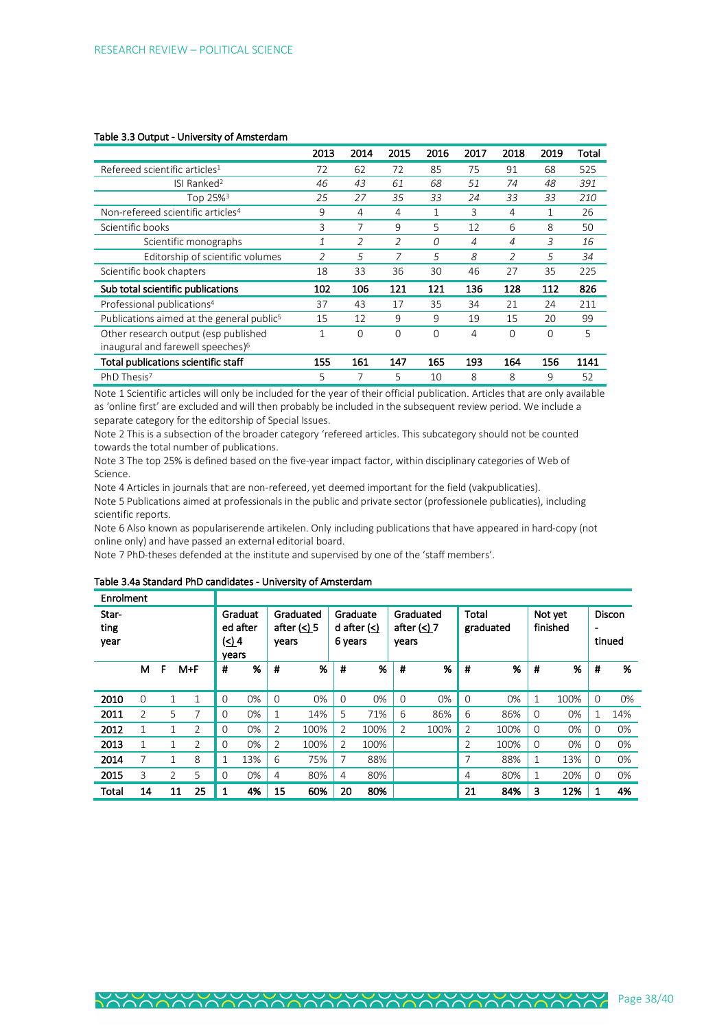#### Table 3.3 Output - University of Amsterdam

| | 2013 | 2014 | 2015 | 2016 | 2017 | 2018 | 2019 | Total |
|---|---|---|---|---|---|---|---|---|
| Refereed scientific articles[1] | 72 | 62 | 72 | 85 | 75 | 91 | 68 | 525 |
| *ISI Ranked*[2] | *46* | *43* | *61* | *68* | *51* | *74* | *48* | *391* |
| *Top 25%*[3] | *25* | *27* | *35* | *33* | *24* | *33* | *33* | *210* |
| Non-refereed scientific articles[4] | 9 | 4 | 4 | 1 | 3 | 4 | 1 | 26 |
| Scientific books | 3 | 7 | 9 | 5 | 12 | 6 | 8 | 50 |
| *Scientific monographs* | *1* | *2* | *2* | *0* | *4* | *4* | *3* | *16* |
| *Editorship of scientific volumes* | *2* | *5* | *7* | *5* | *8* | *2* | *5* | *34* |
| Scientific book chapters | 18 | 33 | 36 | 30 | 46 | 27 | 35 | 225 |
| **Sub total scientific publications** | **102** | **106** | **121** | **121** | **136** | **128** | **112** | **826** |
| Professional publications[4] | 37 | 43 | 17 | 35 | 34 | 21 | 24 | 211 |
| Publications aimed at the general public[5] | 15 | 12 | 9 | 9 | 19 | 15 | 20 | 99 |
| Other research output (esp published inaugural and farewell speeches)[6] | 1 | 0 | 0 | 0 | 4 | 0 | 0 | 5 |
| **Total publications scientific staff** | **155** | **161** | **147** | **165** | **193** | **164** | **156** | **1141** |
| PhD Thesis[7] | 5 | 7 | 5 | 10 | 8 | 8 | 9 | 52 |

Note 1 Scientific articles will only be included for the year of their official publication. Articles that are only available as 'online first' are excluded and will then probably be included in the subsequent review period. We include a separate category for the editorship of Special Issues.
Note 2 This is a subsection of the broader category 'refereed articles. This subcategory should not be counted towards the total number of publications.
Note 3 The top 25% is defined based on the five-year impact factor, within disciplinary categories of Web of Science.
Note 4 Articles in journals that are non-refereed, yet deemed important for the field (vakpublicaties).
Note 5 Publications aimed at professionals in the public and private sector (professionele publicaties), including scientific reports.
Note 6 Also known as populariserende artikelen. Only including publications that have appeared in hard-copy (not online only) and have passed an external editorial board.
Note 7 PhD-theses defended at the institute and supervised by one of the 'staff members'.

#### Table 3.4a Standard PhD candidates - University of Amsterdam

| Enrolment | | | | | | | | | | | | | | | | | |
|---|---|---|---|---|---|---|---|---|---|---|---|---|---|---|---|---|---|
| Starting year | | | | Graduated after (≤) 4 years | | Graduated after (≤) 5 years | | Graduated after (≤) 6 years | | Graduated after (≤) 7 years | | Total graduated | | Not yet finished | | Discontinued | |
| | M | F | M+F | # | % | # | % | # | % | # | % | # | % | # | % | # | % |
| **2010** | 0 | 1 | 1 | 0 | 0% | 0 | 0% | 0 | 0% | 0 | 0% | 0 | 0% | 1 | 100% | 0 | 0% |
| **2011** | 2 | 5 | 7 | 0 | 0% | 1 | 14% | 5 | 71% | 6 | 86% | 6 | 86% | 0 | 0% | 1 | 14% |
| **2012** | 1 | 1 | 2 | 0 | 0% | 2 | 100% | 2 | 100% | 2 | 100% | 2 | 100% | 0 | 0% | 0 | 0% |
| **2013** | 1 | 1 | 2 | 0 | 0% | 2 | 100% | 2 | 100% | | | 2 | 100% | 0 | 0% | 0 | 0% |
| **2014** | 7 | 1 | 8 | 1 | 13% | 6 | 75% | 7 | 88% | | | 7 | 88% | 1 | 13% | 0 | 0% |
| **2015** | 3 | 2 | 5 | 0 | 0% | 4 | 80% | 4 | 80% | | | 4 | 80% | 1 | 20% | 0 | 0% |
| **Total** | **14** | **11** | **25** | **1** | **4%** | **15** | **60%** | **20** | **80%** | | | **21** | **84%** | **3** | **12%** | **1** | **4%** |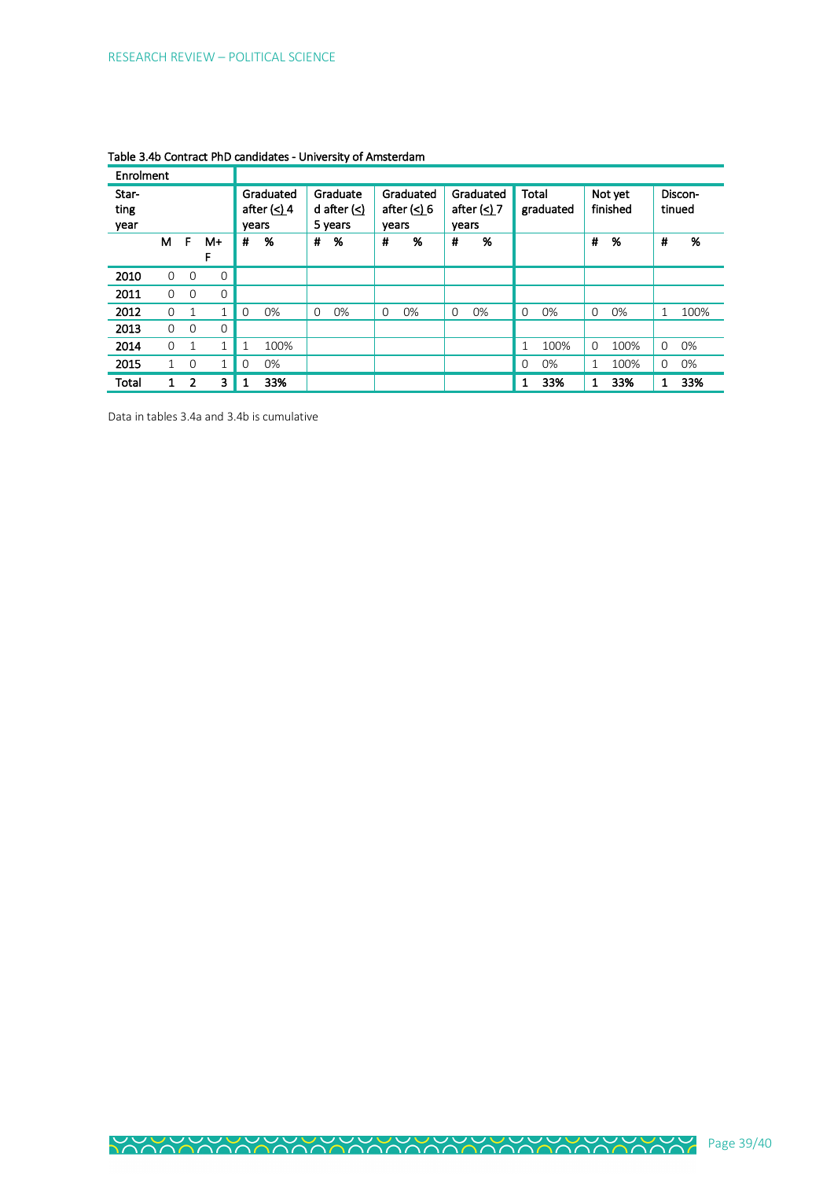Table 3.4b Contract PhD candidates - University of Amsterdam

| Enrolment | | | | | | | | | | | | | | | | | | | |
|---|---|---|---|---|---|---|---|---|---|---|---|---|---|---|---|---|---|---|---|
| Star-ting year | | | | Graduated after (≤) 4 years | | Graduated after (≤) 5 years | | Graduated after (≤) 6 years | | Graduated after (≤) 7 years | | Total graduated | | Not yet finished | | Discon-tinued | |
| | M | F | M+F | # | % | # | % | # | % | # | % | | | # | % | # | % |
| **2010** | 0 | 0 | 0 | | | | | | | | | | | | | | |
| **2011** | 0 | 0 | 0 | | | | | | | | | | | | | | |
| **2012** | 0 | 1 | 1 | 0 | 0% | 0 | 0% | 0 | 0% | 0 | 0% | 0 | 0% | 0 | 0% | 1 | 100% |
| **2013** | 0 | 0 | 0 | | | | | | | | | | | | | | |
| **2014** | 0 | 1 | 1 | 1 | 100% | | | | | | | 1 | 100% | 0 | 100% | 0 | 0% |
| **2015** | 1 | 0 | 1 | 0 | 0% | | | | | | | 0 | 0% | 1 | 100% | 0 | 0% |
| **Total** | **1** | **2** | **3** | **1** | **33%** | | | | | | | **1** | **33%** | **1** | **33%** | **1** | **33%** |

Data in tables 3.4a and 3.4b is cumulative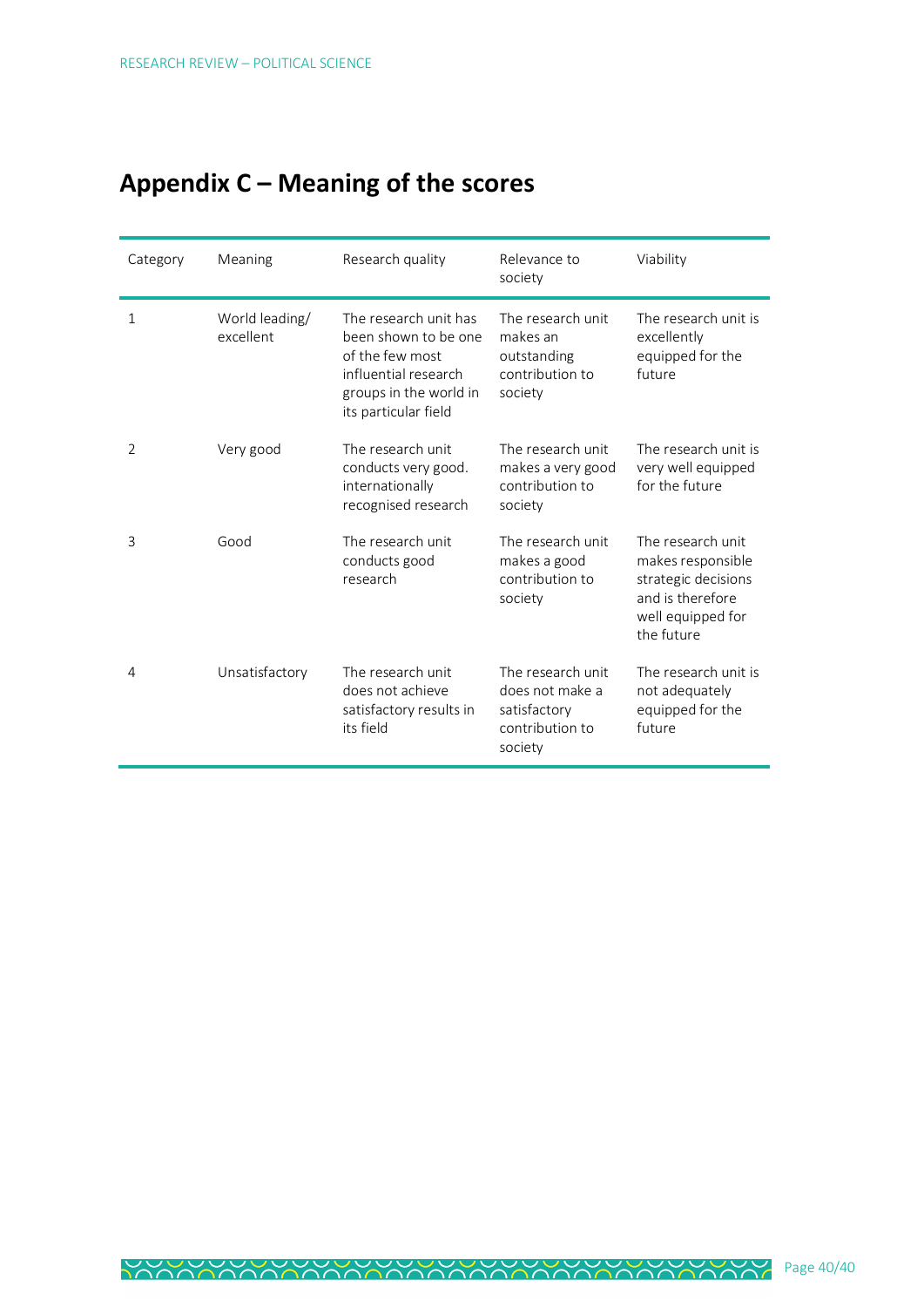## Appendix C – Meaning of the scores

| Category | Meaning | Research quality | Relevance to society | Viability |
|---|---|---|---|---|
| 1 | World leading/ excellent | The research unit has been shown to be one of the few most influential research groups in the world in its particular field | The research unit makes an outstanding contribution to society | The research unit is excellently equipped for the future |
| 2 | Very good | The research unit conducts very good. internationally recognised research | The research unit makes a very good contribution to society | The research unit is very well equipped for the future |
| 3 | Good | The research unit conducts good research | The research unit makes a good contribution to society | The research unit makes responsible strategic decisions and is therefore well equipped for the future |
| 4 | Unsatisfactory | The research unit does not achieve satisfactory results in its field | The research unit does not make a satisfactory contribution to society | The research unit is not adequately equipped for the future |